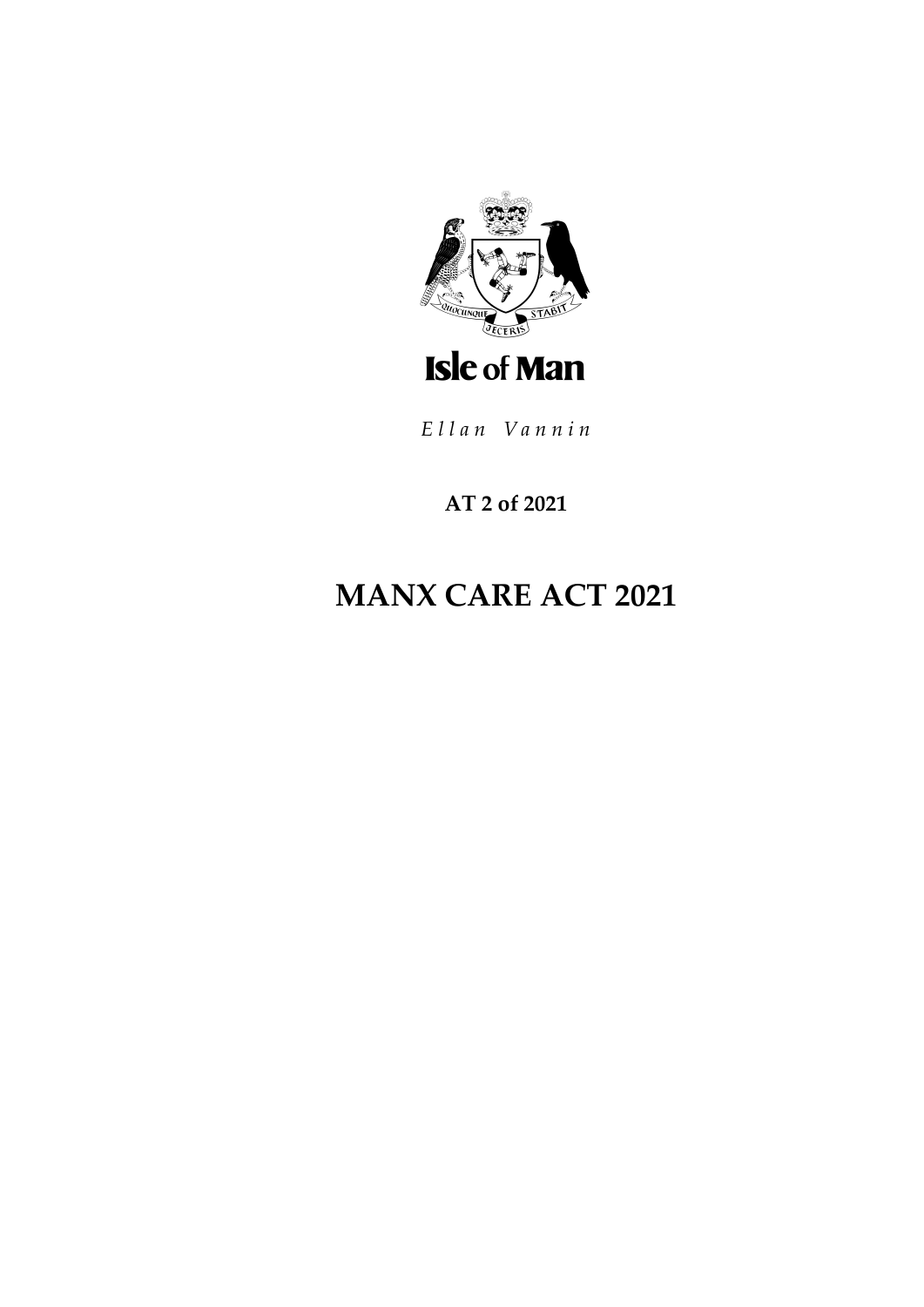Isle of Man

*Ellan Vannin*

**AT 2 of 2021**

# MANX CARE ACT 2021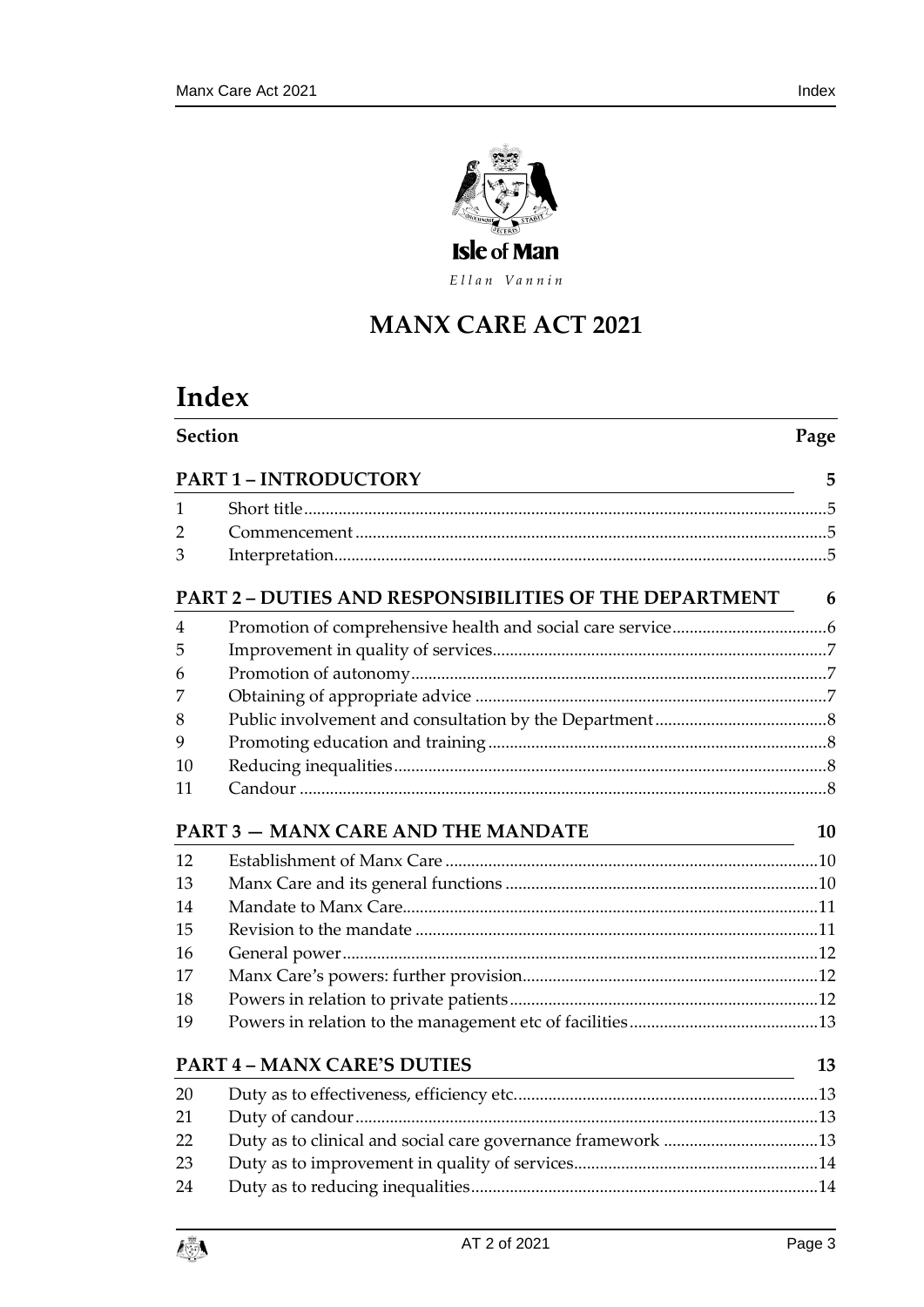Isle of Man

*Ellan Vannin*

# MANX CARE ACT 2021

# Index

| Section | | Page |
|---|---|---|
| **PART 1 – INTRODUCTORY** | | **5** |
| 1 | Short title | 5 |
| 2 | Commencement | 5 |
| 3 | Interpretation | 5 |
| **PART 2 – DUTIES AND RESPONSIBILITIES OF THE DEPARTMENT** | | **6** |
| 4 | Promotion of comprehensive health and social care service | 6 |
| 5 | Improvement in quality of services | 7 |
| 6 | Promotion of autonomy | 7 |
| 7 | Obtaining of appropriate advice | 7 |
| 8 | Public involvement and consultation by the Department | 8 |
| 9 | Promoting education and training | 8 |
| 10 | Reducing inequalities | 8 |
| 11 | Candour | 8 |
| **PART 3 — MANX CARE AND THE MANDATE** | | **10** |
| 12 | Establishment of Manx Care | 10 |
| 13 | Manx Care and its general functions | 10 |
| 14 | Mandate to Manx Care | 11 |
| 15 | Revision to the mandate | 11 |
| 16 | General power | 12 |
| 17 | Manx Care's powers: further provision | 12 |
| 18 | Powers in relation to private patients | 12 |
| 19 | Powers in relation to the management etc of facilities | 13 |
| **PART 4 – MANX CARE'S DUTIES** | | **13** |
| 20 | Duty as to effectiveness, efficiency etc. | 13 |
| 21 | Duty of candour | 13 |
| 22 | Duty as to clinical and social care governance framework | 13 |
| 23 | Duty as to improvement in quality of services | 14 |
| 24 | Duty as to reducing inequalities | 14 |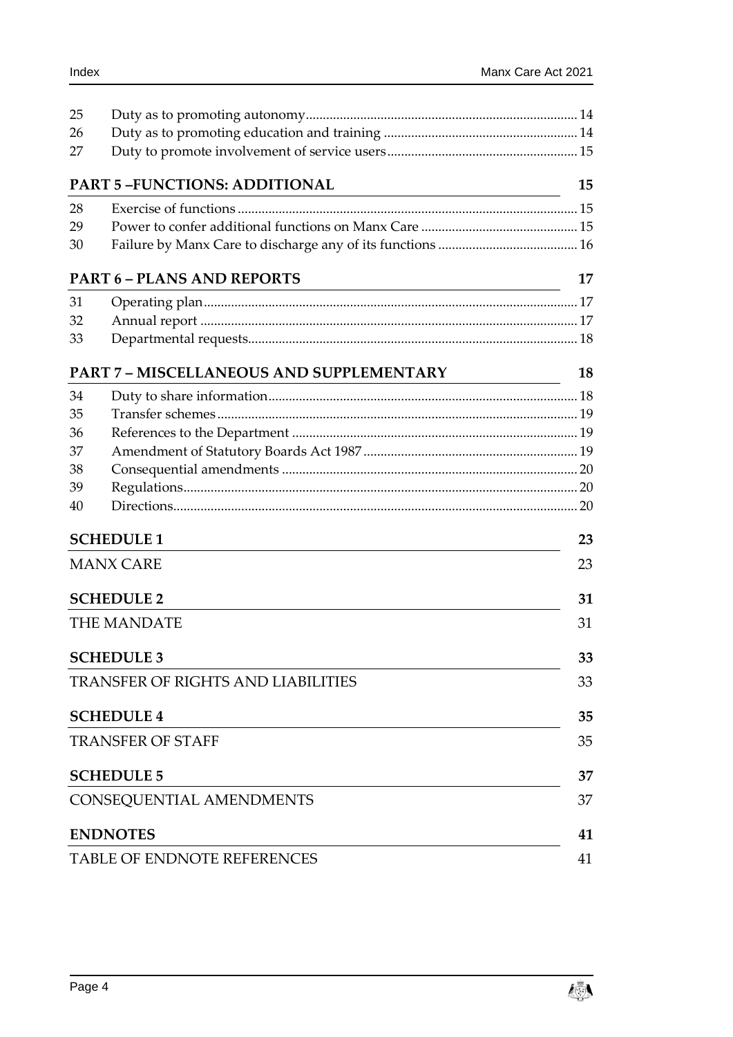| | | |
|---|---|---|
| 25 | Duty as to promoting autonomy | 14 |
| 26 | Duty as to promoting education and training | 14 |
| 27 | Duty to promote involvement of service users | 15 |

**PART 5 –FUNCTIONS: ADDITIONAL** 15

| | | |
|---|---|---|
| 28 | Exercise of functions | 15 |
| 29 | Power to confer additional functions on Manx Care | 15 |
| 30 | Failure by Manx Care to discharge any of its functions | 16 |

**PART 6 – PLANS AND REPORTS** 17

| | | |
|---|---|---|
| 31 | Operating plan | 17 |
| 32 | Annual report | 17 |
| 33 | Departmental requests | 18 |

**PART 7 – MISCELLANEOUS AND SUPPLEMENTARY** 18

| | | |
|---|---|---|
| 34 | Duty to share information | 18 |
| 35 | Transfer schemes | 19 |
| 36 | References to the Department | 19 |
| 37 | Amendment of Statutory Boards Act 1987 | 19 |
| 38 | Consequential amendments | 20 |
| 39 | Regulations | 20 |
| 40 | Directions | 20 |

**SCHEDULE 1** 23

MANX CARE 23

**SCHEDULE 2** 31

THE MANDATE 31

**SCHEDULE 3** 33

TRANSFER OF RIGHTS AND LIABILITIES 33

**SCHEDULE 4** 35

TRANSFER OF STAFF 35

**SCHEDULE 5** 37

CONSEQUENTIAL AMENDMENTS 37

**ENDNOTES** 41

TABLE OF ENDNOTE REFERENCES 41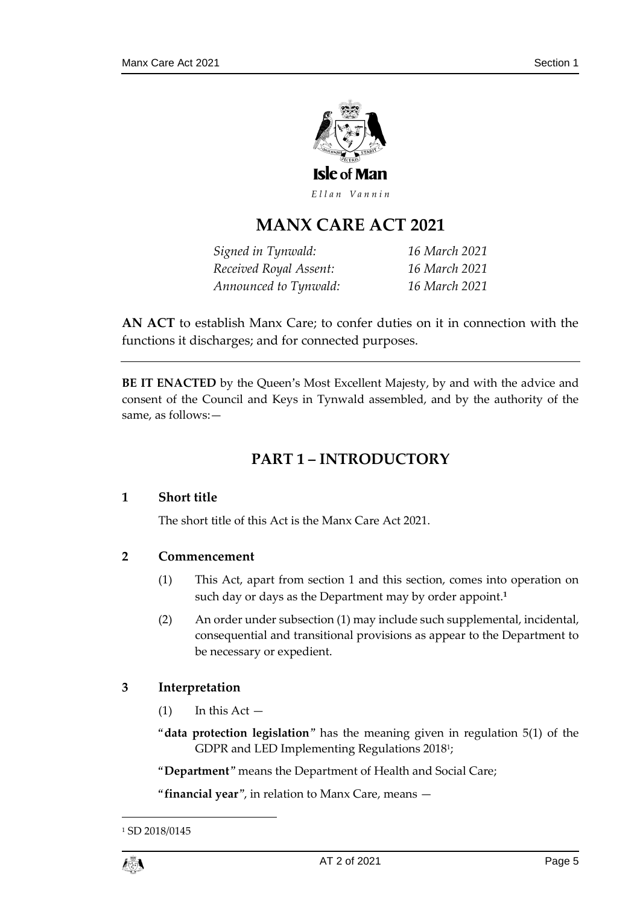Isle of Man

*Ellan Vannin*

# MANX CARE ACT 2021

| | |
|---|---|
| *Signed in Tynwald:* | *16 March 2021* |
| *Received Royal Assent:* | *16 March 2021* |
| *Announced to Tynwald:* | *16 March 2021* |

**AN ACT** to establish Manx Care; to confer duties on it in connection with the functions it discharges; and for connected purposes.

---

**BE IT ENACTED** by the Queen's Most Excellent Majesty, by and with the advice and consent of the Council and Keys in Tynwald assembled, and by the authority of the same, as follows:—

## PART 1 – INTRODUCTORY

### 1 Short title

The short title of this Act is the Manx Care Act 2021.

### 2 Commencement

(1) This Act, apart from section 1 and this section, comes into operation on such day or days as the Department may by order appoint.[1]

(2) An order under subsection (1) may include such supplemental, incidental, consequential and transitional provisions as appear to the Department to be necessary or expedient.

### 3 Interpretation

(1) In this Act —

"**data protection legislation**" has the meaning given in regulation 5(1) of the GDPR and LED Implementing Regulations 2018[1];

"**Department**" means the Department of Health and Social Care;

"**financial year**", in relation to Manx Care, means —

---

[1] SD 2018/0145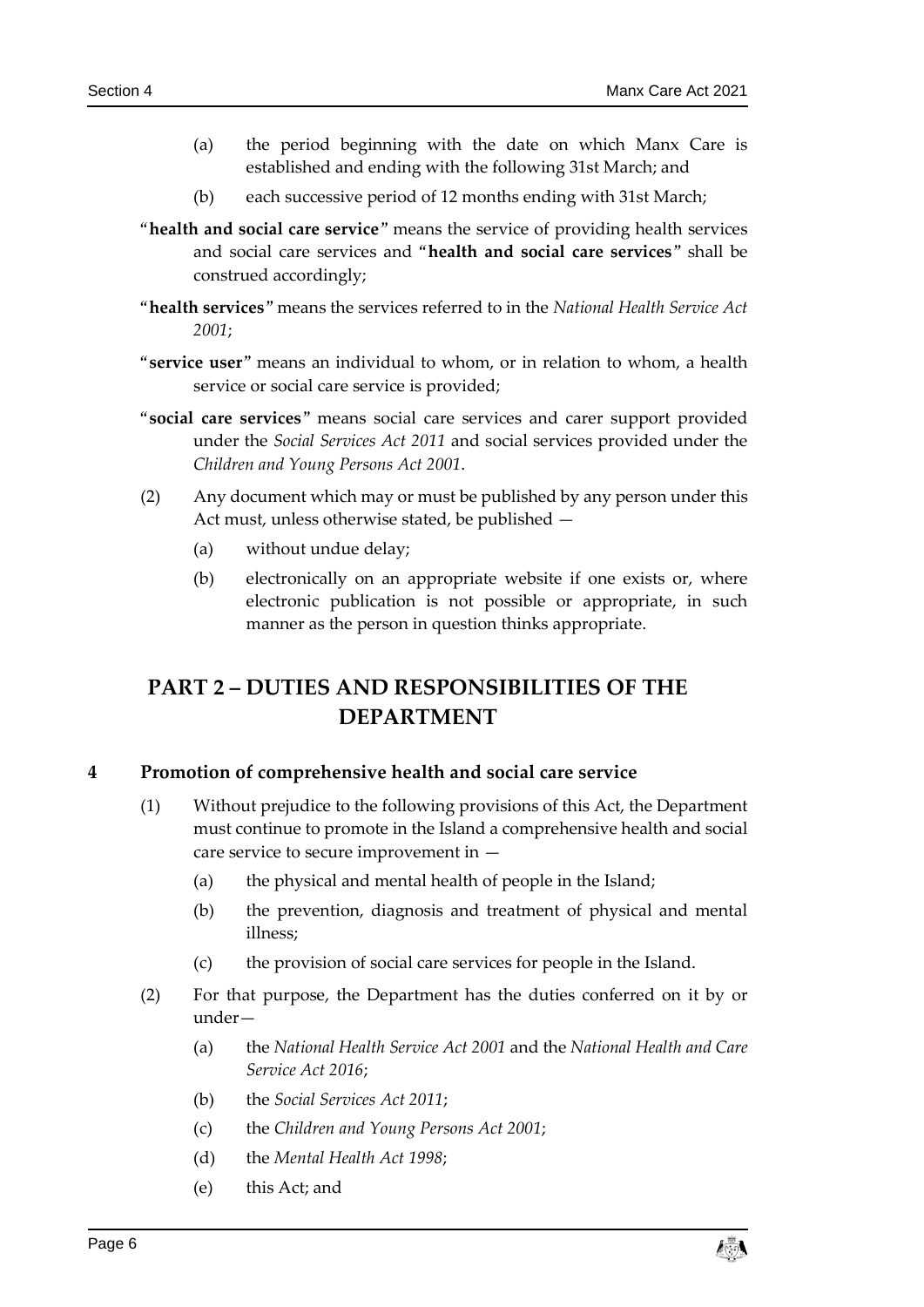(a) the period beginning with the date on which Manx Care is established and ending with the following 31st March; and

(b) each successive period of 12 months ending with 31st March;

"**health and social care service**" means the service of providing health services and social care services and "**health and social care services**" shall be construed accordingly;

"**health services**" means the services referred to in the *National Health Service Act 2001*;

"**service user**" means an individual to whom, or in relation to whom, a health service or social care service is provided;

"**social care services**" means social care services and carer support provided under the *Social Services Act 2011* and social services provided under the *Children and Young Persons Act 2001*.

(2) Any document which may or must be published by any person under this Act must, unless otherwise stated, be published —

(a) without undue delay;

(b) electronically on an appropriate website if one exists or, where electronic publication is not possible or appropriate, in such manner as the person in question thinks appropriate.

# PART 2 – DUTIES AND RESPONSIBILITIES OF THE DEPARTMENT

## 4 Promotion of comprehensive health and social care service

(1) Without prejudice to the following provisions of this Act, the Department must continue to promote in the Island a comprehensive health and social care service to secure improvement in —

(a) the physical and mental health of people in the Island;

(b) the prevention, diagnosis and treatment of physical and mental illness;

(c) the provision of social care services for people in the Island.

(2) For that purpose, the Department has the duties conferred on it by or under—

(a) the *National Health Service Act 2001* and the *National Health and Care Service Act 2016*;

(b) the *Social Services Act 2011*;

(c) the *Children and Young Persons Act 2001*;

(d) the *Mental Health Act 1998*;

(e) this Act; and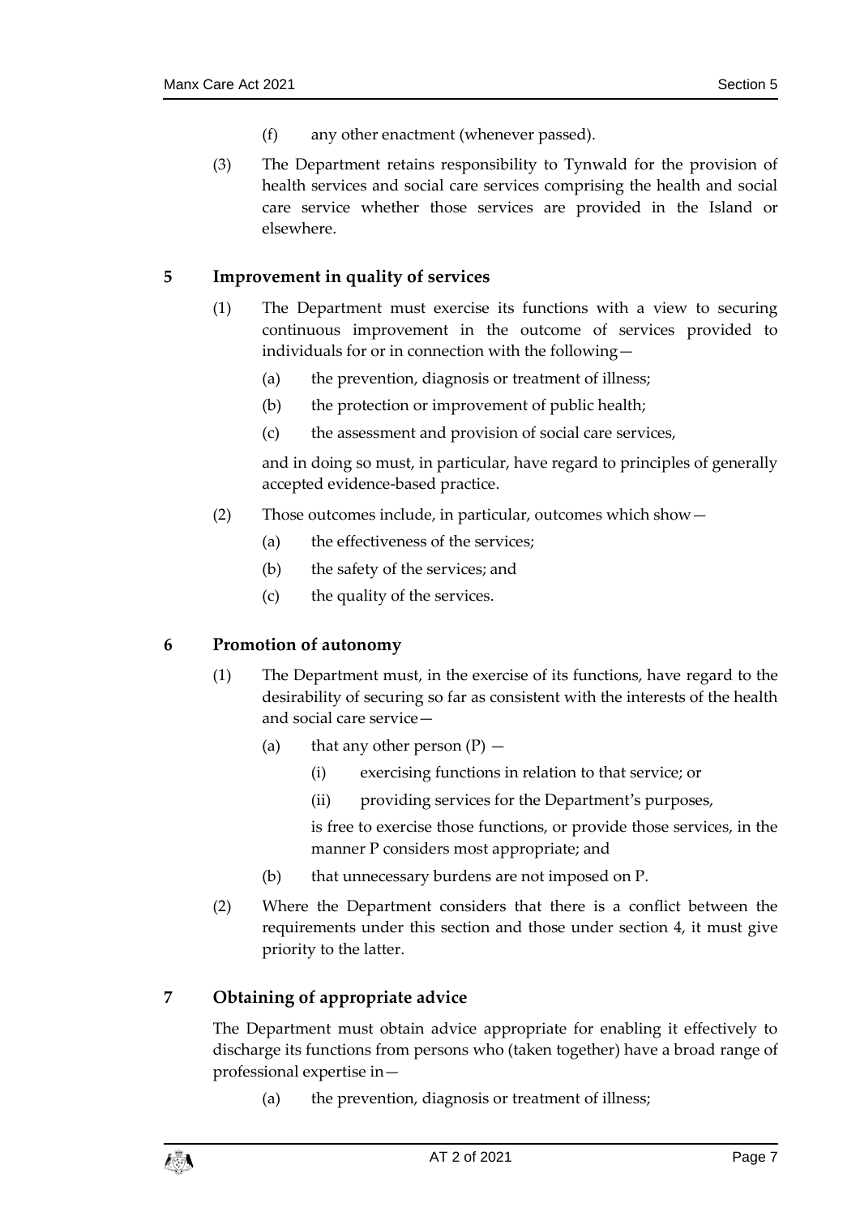(f) any other enactment (whenever passed).

(3) The Department retains responsibility to Tynwald for the provision of health services and social care services comprising the health and social care service whether those services are provided in the Island or elsewhere.

## 5 Improvement in quality of services

(1) The Department must exercise its functions with a view to securing continuous improvement in the outcome of services provided to individuals for or in connection with the following—

(a) the prevention, diagnosis or treatment of illness;

(b) the protection or improvement of public health;

(c) the assessment and provision of social care services,

and in doing so must, in particular, have regard to principles of generally accepted evidence-based practice.

(2) Those outcomes include, in particular, outcomes which show—

(a) the effectiveness of the services;

(b) the safety of the services; and

(c) the quality of the services.

## 6 Promotion of autonomy

(1) The Department must, in the exercise of its functions, have regard to the desirability of securing so far as consistent with the interests of the health and social care service—

(a) that any other person (P) —

(i) exercising functions in relation to that service; or

(ii) providing services for the Department's purposes,

is free to exercise those functions, or provide those services, in the manner P considers most appropriate; and

(b) that unnecessary burdens are not imposed on P.

(2) Where the Department considers that there is a conflict between the requirements under this section and those under section 4, it must give priority to the latter.

## 7 Obtaining of appropriate advice

The Department must obtain advice appropriate for enabling it effectively to discharge its functions from persons who (taken together) have a broad range of professional expertise in—

(a) the prevention, diagnosis or treatment of illness;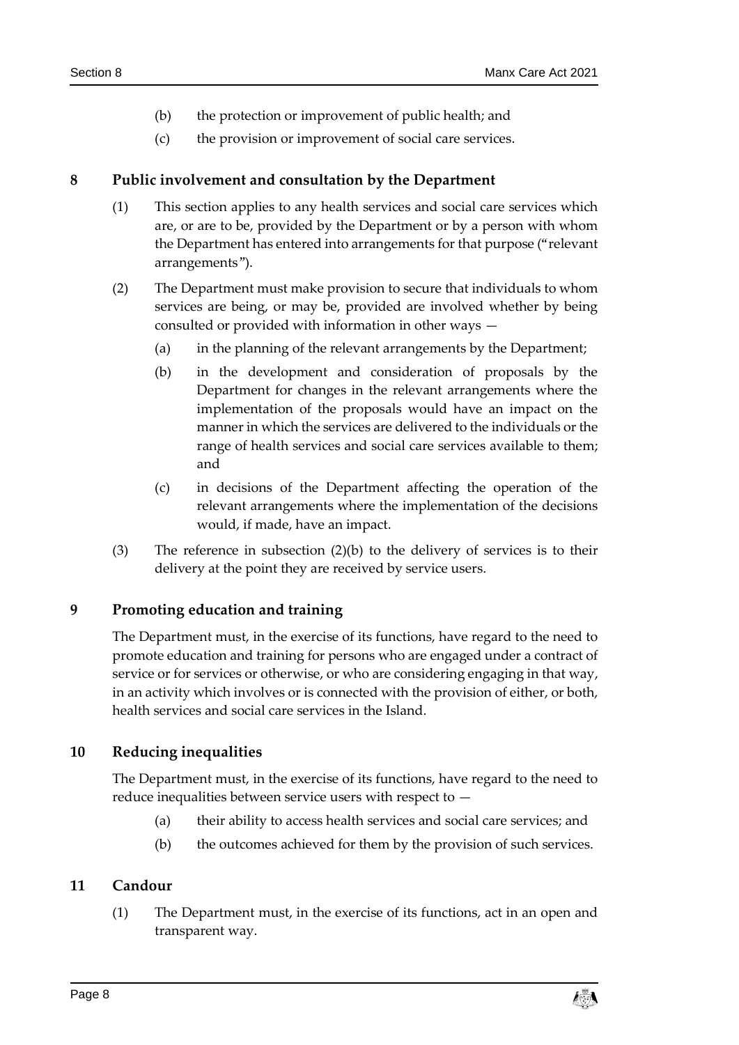(b) the protection or improvement of public health; and

(c) the provision or improvement of social care services.

## 8 Public involvement and consultation by the Department

(1) This section applies to any health services and social care services which are, or are to be, provided by the Department or by a person with whom the Department has entered into arrangements for that purpose ("relevant arrangements").

(2) The Department must make provision to secure that individuals to whom services are being, or may be, provided are involved whether by being consulted or provided with information in other ways —

(a) in the planning of the relevant arrangements by the Department;

(b) in the development and consideration of proposals by the Department for changes in the relevant arrangements where the implementation of the proposals would have an impact on the manner in which the services are delivered to the individuals or the range of health services and social care services available to them; and

(c) in decisions of the Department affecting the operation of the relevant arrangements where the implementation of the decisions would, if made, have an impact.

(3) The reference in subsection (2)(b) to the delivery of services is to their delivery at the point they are received by service users.

## 9 Promoting education and training

The Department must, in the exercise of its functions, have regard to the need to promote education and training for persons who are engaged under a contract of service or for services or otherwise, or who are considering engaging in that way, in an activity which involves or is connected with the provision of either, or both, health services and social care services in the Island.

## 10 Reducing inequalities

The Department must, in the exercise of its functions, have regard to the need to reduce inequalities between service users with respect to —

(a) their ability to access health services and social care services; and

(b) the outcomes achieved for them by the provision of such services.

## 11 Candour

(1) The Department must, in the exercise of its functions, act in an open and transparent way.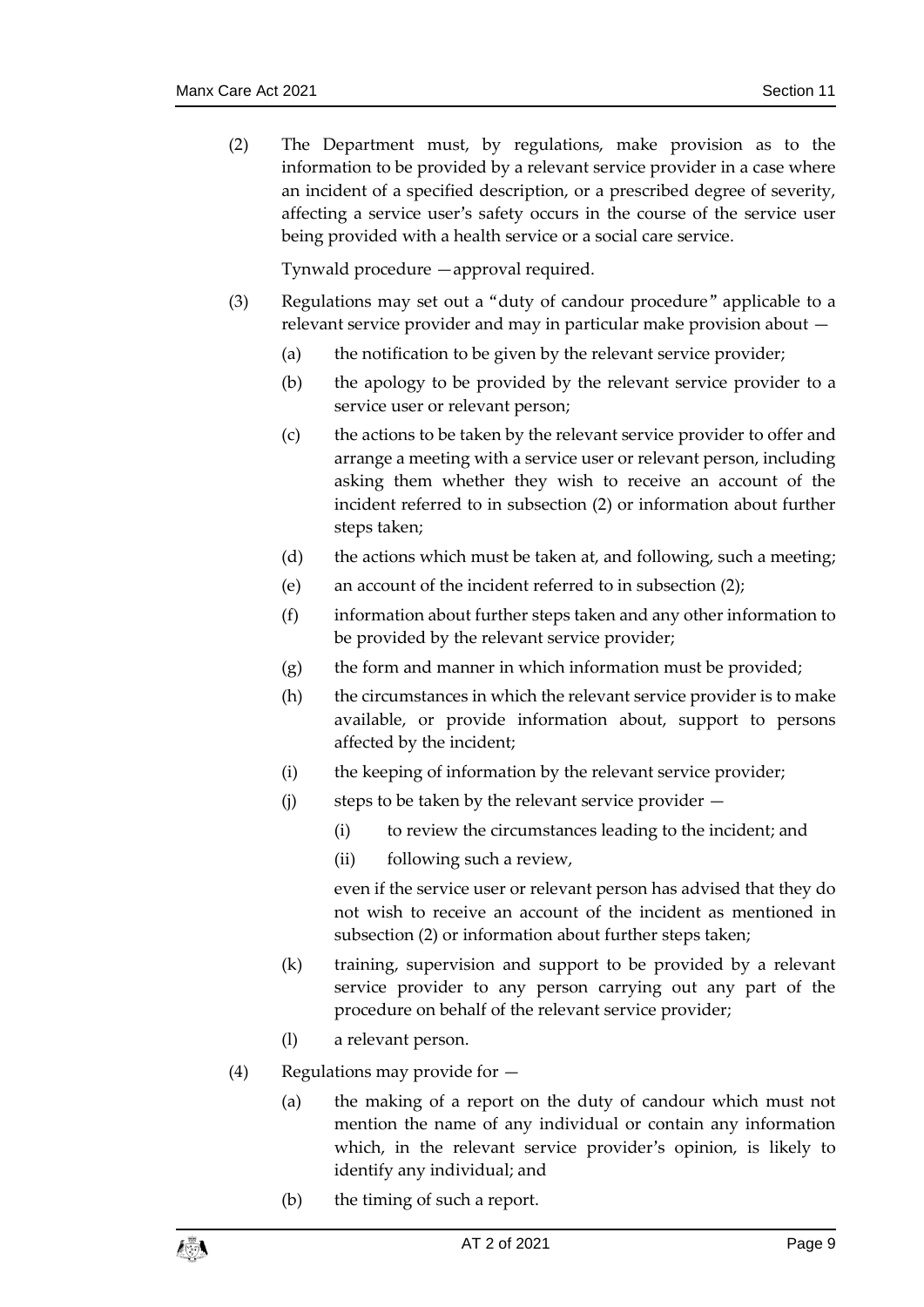(2) The Department must, by regulations, make provision as to the information to be provided by a relevant service provider in a case where an incident of a specified description, or a prescribed degree of severity, affecting a service user's safety occurs in the course of the service user being provided with a health service or a social care service.

Tynwald procedure —approval required.

(3) Regulations may set out a "duty of candour procedure" applicable to a relevant service provider and may in particular make provision about —

(a) the notification to be given by the relevant service provider;

(b) the apology to be provided by the relevant service provider to a service user or relevant person;

(c) the actions to be taken by the relevant service provider to offer and arrange a meeting with a service user or relevant person, including asking them whether they wish to receive an account of the incident referred to in subsection (2) or information about further steps taken;

(d) the actions which must be taken at, and following, such a meeting;

(e) an account of the incident referred to in subsection (2);

(f) information about further steps taken and any other information to be provided by the relevant service provider;

(g) the form and manner in which information must be provided;

(h) the circumstances in which the relevant service provider is to make available, or provide information about, support to persons affected by the incident;

(i) the keeping of information by the relevant service provider;

(j) steps to be taken by the relevant service provider —

(i) to review the circumstances leading to the incident; and

(ii) following such a review,

even if the service user or relevant person has advised that they do not wish to receive an account of the incident as mentioned in subsection (2) or information about further steps taken;

(k) training, supervision and support to be provided by a relevant service provider to any person carrying out any part of the procedure on behalf of the relevant service provider;

(l) a relevant person.

(4) Regulations may provide for —

(a) the making of a report on the duty of candour which must not mention the name of any individual or contain any information which, in the relevant service provider's opinion, is likely to identify any individual; and

(b) the timing of such a report.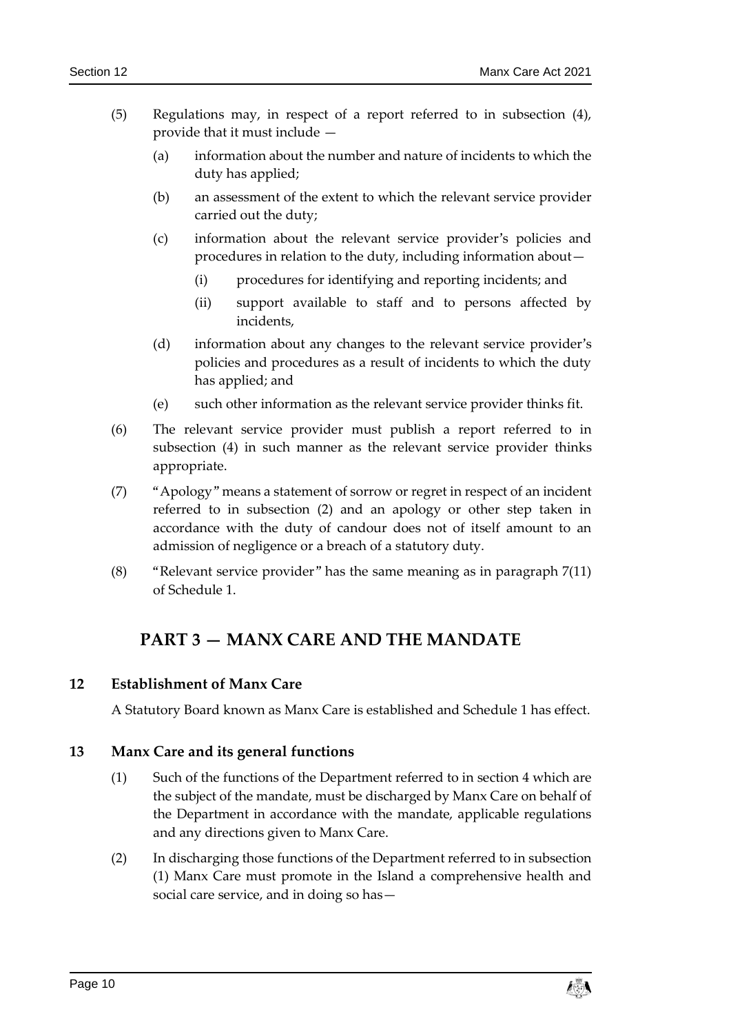(5) Regulations may, in respect of a report referred to in subsection (4), provide that it must include —

   (a) information about the number and nature of incidents to which the duty has applied;

   (b) an assessment of the extent to which the relevant service provider carried out the duty;

   (c) information about the relevant service provider's policies and procedures in relation to the duty, including information about—

      (i) procedures for identifying and reporting incidents; and

      (ii) support available to staff and to persons affected by incidents,

   (d) information about any changes to the relevant service provider's policies and procedures as a result of incidents to which the duty has applied; and

   (e) such other information as the relevant service provider thinks fit.

(6) The relevant service provider must publish a report referred to in subsection (4) in such manner as the relevant service provider thinks appropriate.

(7) "Apology" means a statement of sorrow or regret in respect of an incident referred to in subsection (2) and an apology or other step taken in accordance with the duty of candour does not of itself amount to an admission of negligence or a breach of a statutory duty.

(8) "Relevant service provider" has the same meaning as in paragraph 7(11) of Schedule 1.

# PART 3 — MANX CARE AND THE MANDATE

## 12 Establishment of Manx Care

A Statutory Board known as Manx Care is established and Schedule 1 has effect.

## 13 Manx Care and its general functions

(1) Such of the functions of the Department referred to in section 4 which are the subject of the mandate, must be discharged by Manx Care on behalf of the Department in accordance with the mandate, applicable regulations and any directions given to Manx Care.

(2) In discharging those functions of the Department referred to in subsection (1) Manx Care must promote in the Island a comprehensive health and social care service, and in doing so has—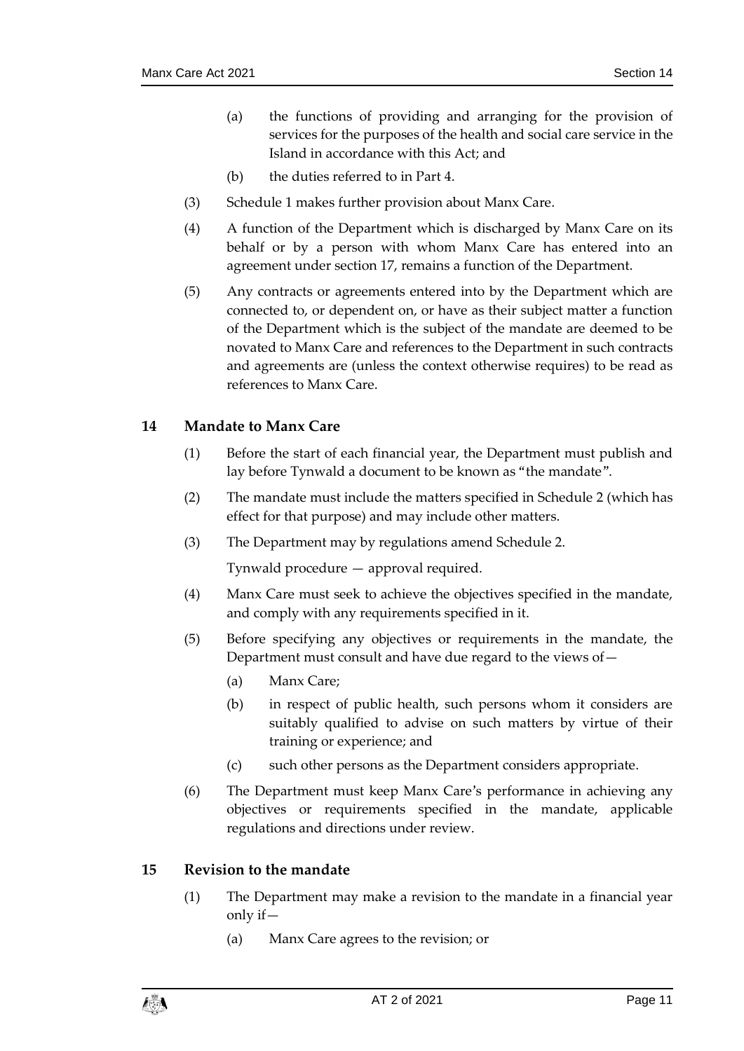(a) the functions of providing and arranging for the provision of services for the purposes of the health and social care service in the Island in accordance with this Act; and

(b) the duties referred to in Part 4.

(3) Schedule 1 makes further provision about Manx Care.

(4) A function of the Department which is discharged by Manx Care on its behalf or by a person with whom Manx Care has entered into an agreement under section 17, remains a function of the Department.

(5) Any contracts or agreements entered into by the Department which are connected to, or dependent on, or have as their subject matter a function of the Department which is the subject of the mandate are deemed to be novated to Manx Care and references to the Department in such contracts and agreements are (unless the context otherwise requires) to be read as references to Manx Care.

## 14 Mandate to Manx Care

(1) Before the start of each financial year, the Department must publish and lay before Tynwald a document to be known as "the mandate".

(2) The mandate must include the matters specified in Schedule 2 (which has effect for that purpose) and may include other matters.

(3) The Department may by regulations amend Schedule 2.

Tynwald procedure — approval required.

(4) Manx Care must seek to achieve the objectives specified in the mandate, and comply with any requirements specified in it.

(5) Before specifying any objectives or requirements in the mandate, the Department must consult and have due regard to the views of—

(a) Manx Care;

(b) in respect of public health, such persons whom it considers are suitably qualified to advise on such matters by virtue of their training or experience; and

(c) such other persons as the Department considers appropriate.

(6) The Department must keep Manx Care's performance in achieving any objectives or requirements specified in the mandate, applicable regulations and directions under review.

## 15 Revision to the mandate

(1) The Department may make a revision to the mandate in a financial year only if—

(a) Manx Care agrees to the revision; or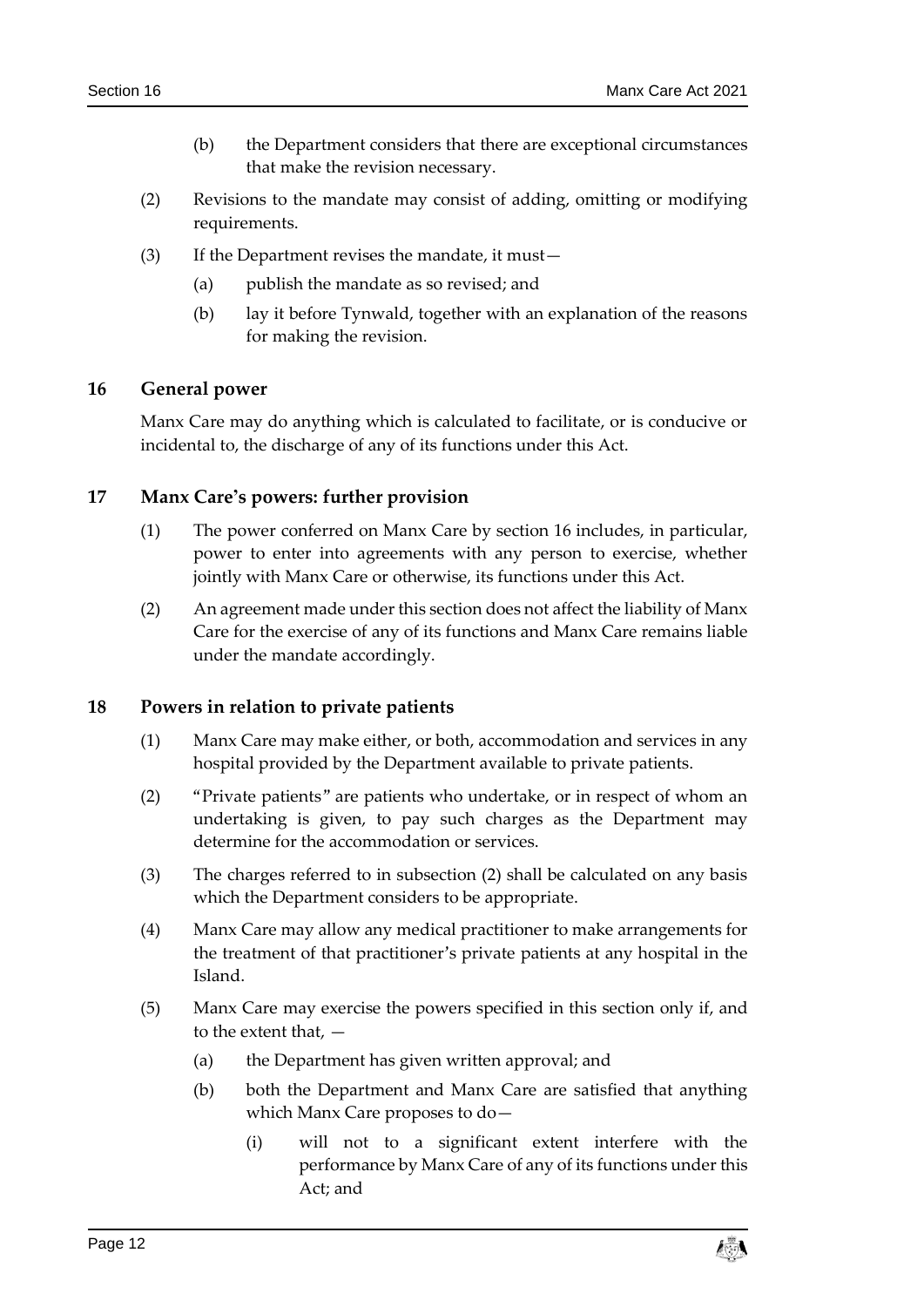(b) the Department considers that there are exceptional circumstances that make the revision necessary.

(2) Revisions to the mandate may consist of adding, omitting or modifying requirements.

(3) If the Department revises the mandate, it must—

(a) publish the mandate as so revised; and

(b) lay it before Tynwald, together with an explanation of the reasons for making the revision.

## 16 General power

Manx Care may do anything which is calculated to facilitate, or is conducive or incidental to, the discharge of any of its functions under this Act.

## 17 Manx Care's powers: further provision

(1) The power conferred on Manx Care by section 16 includes, in particular, power to enter into agreements with any person to exercise, whether jointly with Manx Care or otherwise, its functions under this Act.

(2) An agreement made under this section does not affect the liability of Manx Care for the exercise of any of its functions and Manx Care remains liable under the mandate accordingly.

## 18 Powers in relation to private patients

(1) Manx Care may make either, or both, accommodation and services in any hospital provided by the Department available to private patients.

(2) "Private patients" are patients who undertake, or in respect of whom an undertaking is given, to pay such charges as the Department may determine for the accommodation or services.

(3) The charges referred to in subsection (2) shall be calculated on any basis which the Department considers to be appropriate.

(4) Manx Care may allow any medical practitioner to make arrangements for the treatment of that practitioner's private patients at any hospital in the Island.

(5) Manx Care may exercise the powers specified in this section only if, and to the extent that, —

(a) the Department has given written approval; and

(b) both the Department and Manx Care are satisfied that anything which Manx Care proposes to do—

(i) will not to a significant extent interfere with the performance by Manx Care of any of its functions under this Act; and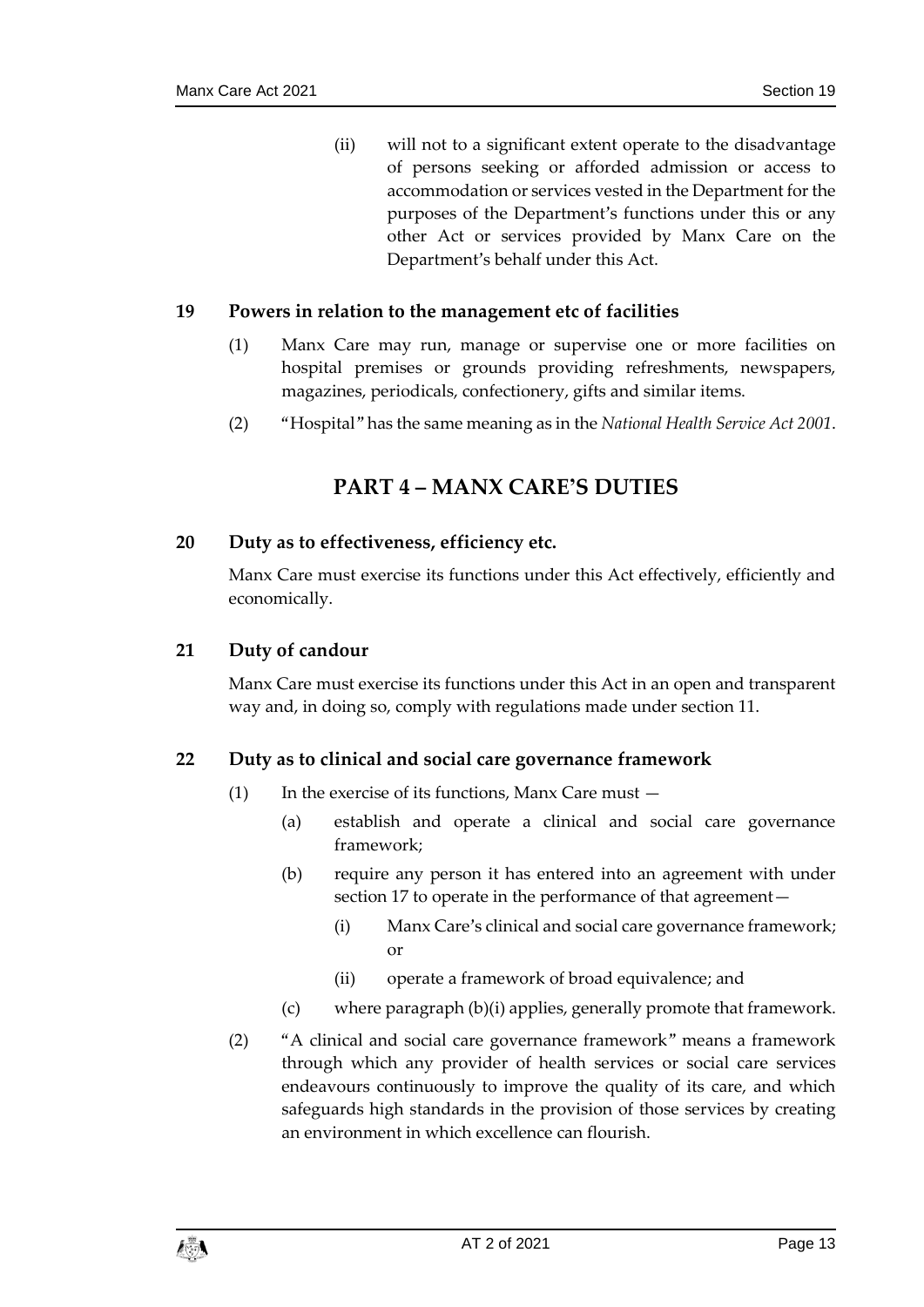(ii) will not to a significant extent operate to the disadvantage of persons seeking or afforded admission or access to accommodation or services vested in the Department for the purposes of the Department's functions under this or any other Act or services provided by Manx Care on the Department's behalf under this Act.

### 19 Powers in relation to the management etc of facilities

(1) Manx Care may run, manage or supervise one or more facilities on hospital premises or grounds providing refreshments, newspapers, magazines, periodicals, confectionery, gifts and similar items.

(2) "Hospital" has the same meaning as in the *National Health Service Act 2001*.

## PART 4 – MANX CARE'S DUTIES

### 20 Duty as to effectiveness, efficiency etc.

Manx Care must exercise its functions under this Act effectively, efficiently and economically.

### 21 Duty of candour

Manx Care must exercise its functions under this Act in an open and transparent way and, in doing so, comply with regulations made under section 11.

### 22 Duty as to clinical and social care governance framework

(1) In the exercise of its functions, Manx Care must —

(a) establish and operate a clinical and social care governance framework;

(b) require any person it has entered into an agreement with under section 17 to operate in the performance of that agreement—

(i) Manx Care's clinical and social care governance framework; or

(ii) operate a framework of broad equivalence; and

(c) where paragraph (b)(i) applies, generally promote that framework.

(2) "A clinical and social care governance framework" means a framework through which any provider of health services or social care services endeavours continuously to improve the quality of its care, and which safeguards high standards in the provision of those services by creating an environment in which excellence can flourish.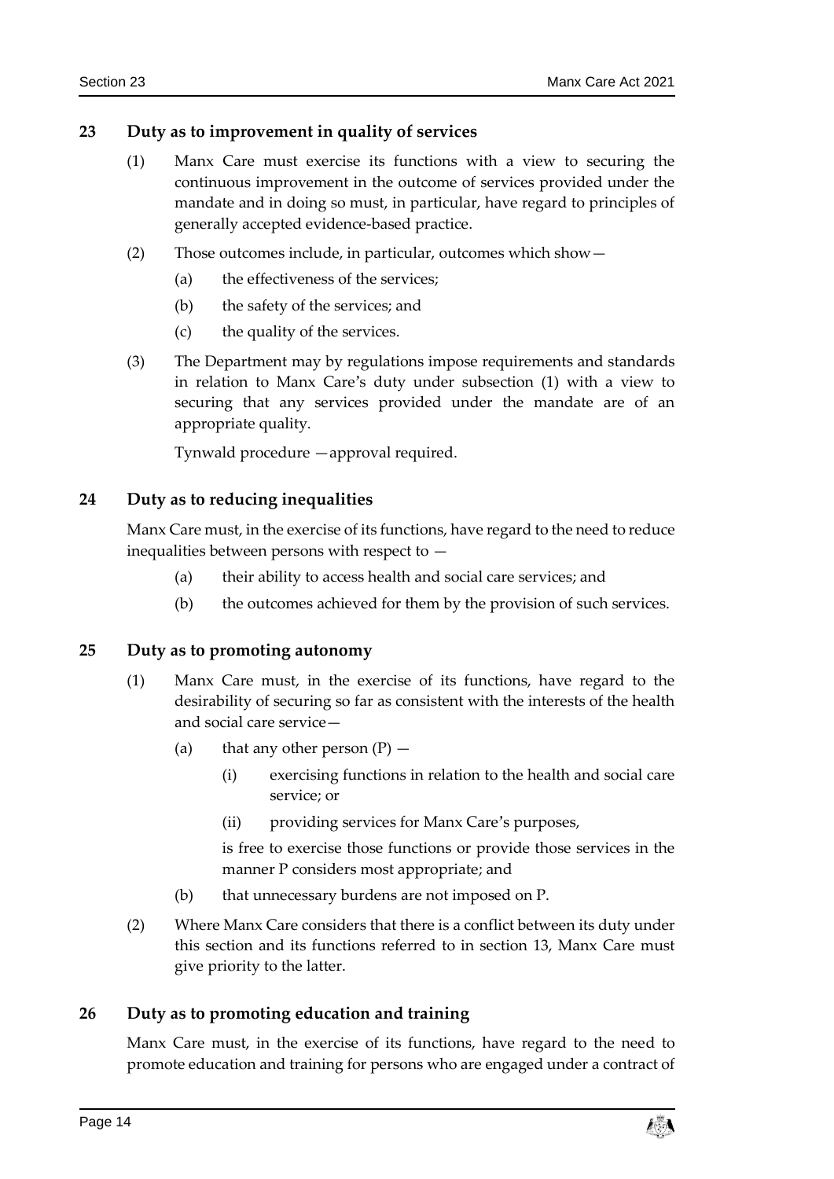### 23 Duty as to improvement in quality of services

(1) Manx Care must exercise its functions with a view to securing the continuous improvement in the outcome of services provided under the mandate and in doing so must, in particular, have regard to principles of generally accepted evidence-based practice.

(2) Those outcomes include, in particular, outcomes which show—

(a) the effectiveness of the services;

(b) the safety of the services; and

(c) the quality of the services.

(3) The Department may by regulations impose requirements and standards in relation to Manx Care's duty under subsection (1) with a view to securing that any services provided under the mandate are of an appropriate quality.

Tynwald procedure —approval required.

### 24 Duty as to reducing inequalities

Manx Care must, in the exercise of its functions, have regard to the need to reduce inequalities between persons with respect to —

(a) their ability to access health and social care services; and

(b) the outcomes achieved for them by the provision of such services.

### 25 Duty as to promoting autonomy

(1) Manx Care must, in the exercise of its functions, have regard to the desirability of securing so far as consistent with the interests of the health and social care service—

(a) that any other person (P) —

(i) exercising functions in relation to the health and social care service; or

(ii) providing services for Manx Care's purposes,

is free to exercise those functions or provide those services in the manner P considers most appropriate; and

(b) that unnecessary burdens are not imposed on P.

(2) Where Manx Care considers that there is a conflict between its duty under this section and its functions referred to in section 13, Manx Care must give priority to the latter.

### 26 Duty as to promoting education and training

Manx Care must, in the exercise of its functions, have regard to the need to promote education and training for persons who are engaged under a contract of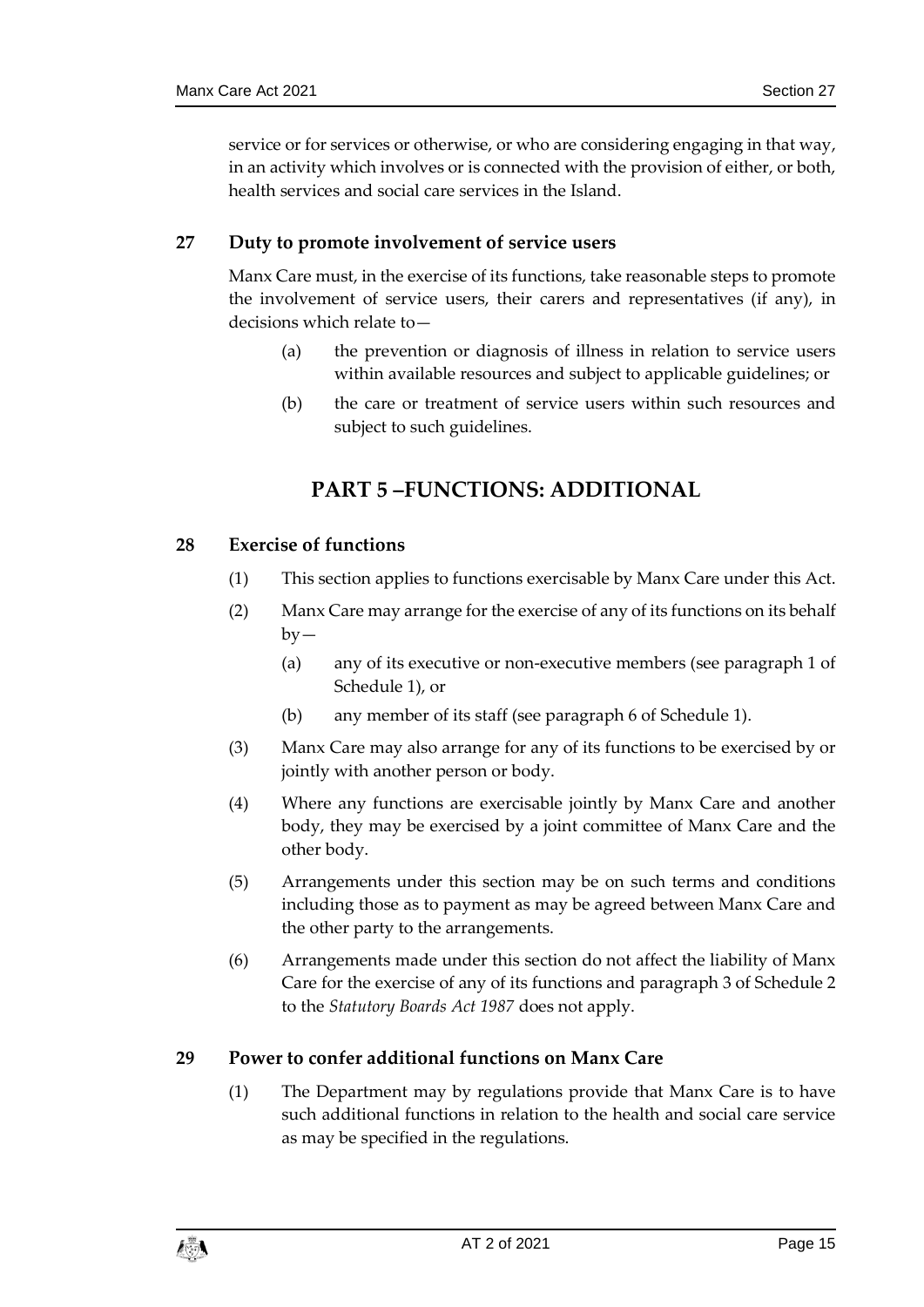service or for services or otherwise, or who are considering engaging in that way, in an activity which involves or is connected with the provision of either, or both, health services and social care services in the Island.

### 27 Duty to promote involvement of service users

Manx Care must, in the exercise of its functions, take reasonable steps to promote the involvement of service users, their carers and representatives (if any), in decisions which relate to—

(a) the prevention or diagnosis of illness in relation to service users within available resources and subject to applicable guidelines; or

(b) the care or treatment of service users within such resources and subject to such guidelines.

## PART 5 –FUNCTIONS: ADDITIONAL

### 28 Exercise of functions

(1) This section applies to functions exercisable by Manx Care under this Act.

(2) Manx Care may arrange for the exercise of any of its functions on its behalf by—

(a) any of its executive or non-executive members (see paragraph 1 of Schedule 1), or

(b) any member of its staff (see paragraph 6 of Schedule 1).

(3) Manx Care may also arrange for any of its functions to be exercised by or jointly with another person or body.

(4) Where any functions are exercisable jointly by Manx Care and another body, they may be exercised by a joint committee of Manx Care and the other body.

(5) Arrangements under this section may be on such terms and conditions including those as to payment as may be agreed between Manx Care and the other party to the arrangements.

(6) Arrangements made under this section do not affect the liability of Manx Care for the exercise of any of its functions and paragraph 3 of Schedule 2 to the *Statutory Boards Act 1987* does not apply.

### 29 Power to confer additional functions on Manx Care

(1) The Department may by regulations provide that Manx Care is to have such additional functions in relation to the health and social care service as may be specified in the regulations.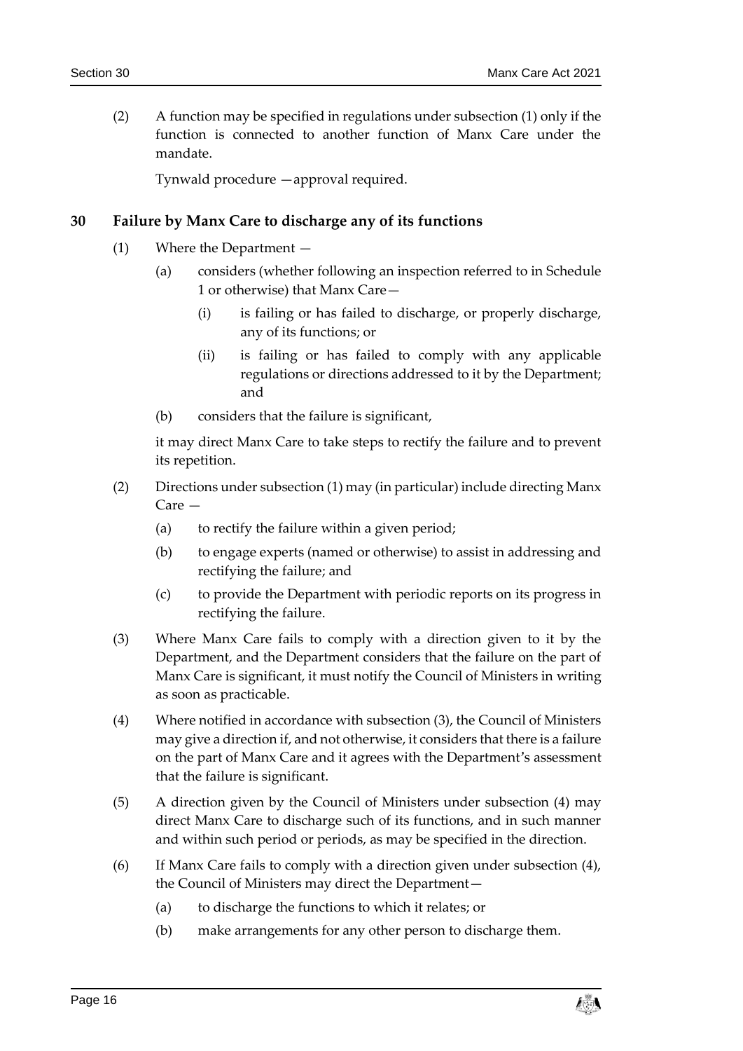(2) A function may be specified in regulations under subsection (1) only if the function is connected to another function of Manx Care under the mandate.

Tynwald procedure —approval required.

### 30 Failure by Manx Care to discharge any of its functions

(1) Where the Department —

(a) considers (whether following an inspection referred to in Schedule 1 or otherwise) that Manx Care—

(i) is failing or has failed to discharge, or properly discharge, any of its functions; or

(ii) is failing or has failed to comply with any applicable regulations or directions addressed to it by the Department; and

(b) considers that the failure is significant,

it may direct Manx Care to take steps to rectify the failure and to prevent its repetition.

(2) Directions under subsection (1) may (in particular) include directing Manx Care —

(a) to rectify the failure within a given period;

(b) to engage experts (named or otherwise) to assist in addressing and rectifying the failure; and

(c) to provide the Department with periodic reports on its progress in rectifying the failure.

(3) Where Manx Care fails to comply with a direction given to it by the Department, and the Department considers that the failure on the part of Manx Care is significant, it must notify the Council of Ministers in writing as soon as practicable.

(4) Where notified in accordance with subsection (3), the Council of Ministers may give a direction if, and not otherwise, it considers that there is a failure on the part of Manx Care and it agrees with the Department's assessment that the failure is significant.

(5) A direction given by the Council of Ministers under subsection (4) may direct Manx Care to discharge such of its functions, and in such manner and within such period or periods, as may be specified in the direction.

(6) If Manx Care fails to comply with a direction given under subsection (4), the Council of Ministers may direct the Department—

(a) to discharge the functions to which it relates; or

(b) make arrangements for any other person to discharge them.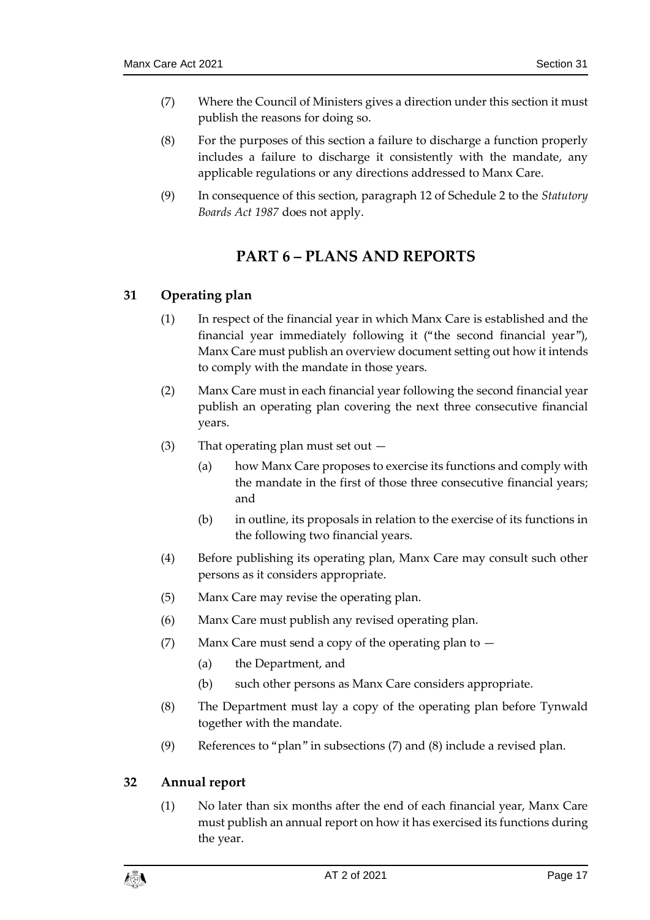(7) Where the Council of Ministers gives a direction under this section it must publish the reasons for doing so.

(8) For the purposes of this section a failure to discharge a function properly includes a failure to discharge it consistently with the mandate, any applicable regulations or any directions addressed to Manx Care.

(9) In consequence of this section, paragraph 12 of Schedule 2 to the *Statutory Boards Act 1987* does not apply.

# PART 6 – PLANS AND REPORTS

## 31 Operating plan

(1) In respect of the financial year in which Manx Care is established and the financial year immediately following it ("the second financial year"), Manx Care must publish an overview document setting out how it intends to comply with the mandate in those years.

(2) Manx Care must in each financial year following the second financial year publish an operating plan covering the next three consecutive financial years.

(3) That operating plan must set out —

(a) how Manx Care proposes to exercise its functions and comply with the mandate in the first of those three consecutive financial years; and

(b) in outline, its proposals in relation to the exercise of its functions in the following two financial years.

(4) Before publishing its operating plan, Manx Care may consult such other persons as it considers appropriate.

(5) Manx Care may revise the operating plan.

(6) Manx Care must publish any revised operating plan.

(7) Manx Care must send a copy of the operating plan to —

(a) the Department, and

(b) such other persons as Manx Care considers appropriate.

(8) The Department must lay a copy of the operating plan before Tynwald together with the mandate.

(9) References to "plan" in subsections (7) and (8) include a revised plan.

## 32 Annual report

(1) No later than six months after the end of each financial year, Manx Care must publish an annual report on how it has exercised its functions during the year.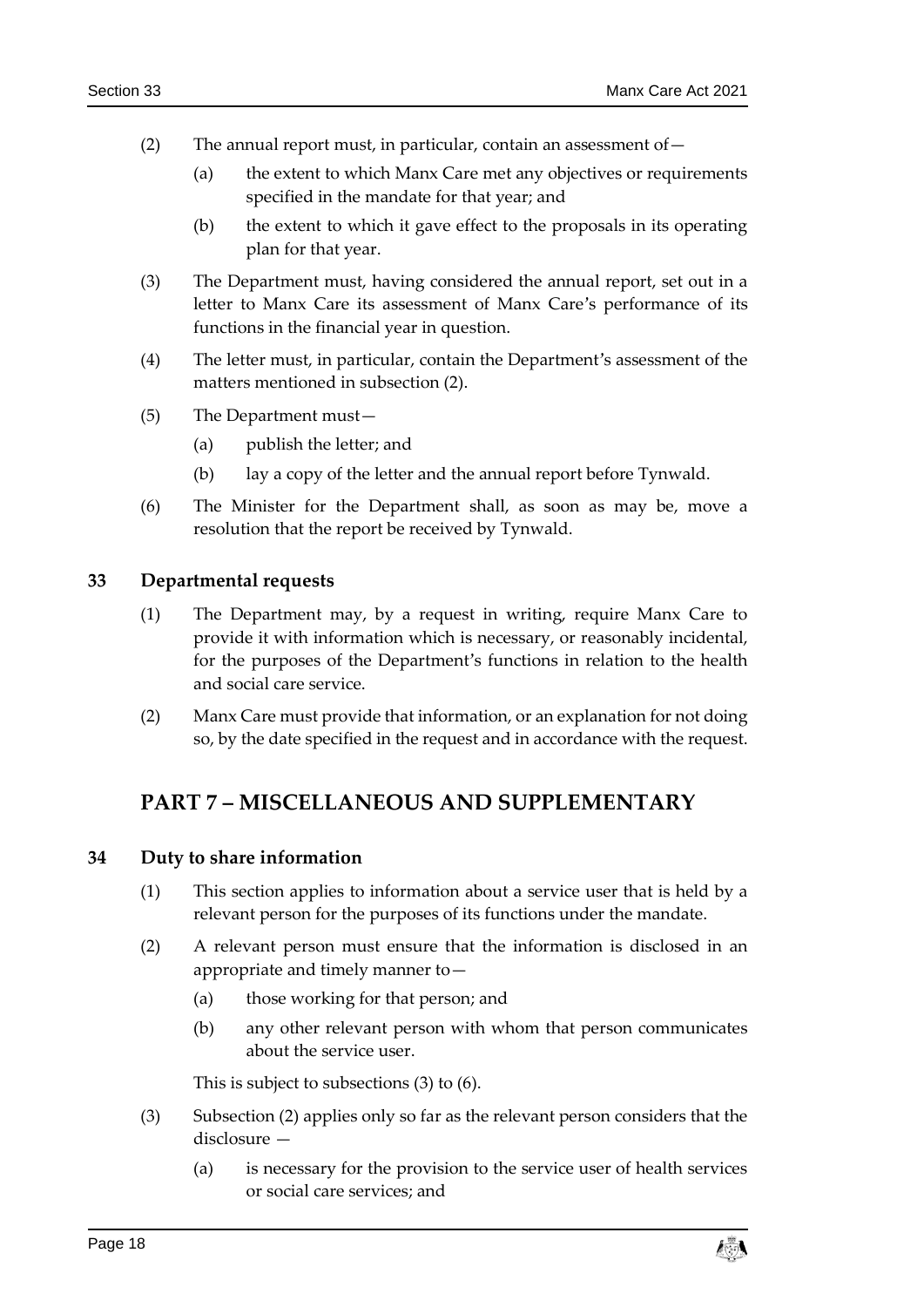(2) The annual report must, in particular, contain an assessment of—

(a) the extent to which Manx Care met any objectives or requirements specified in the mandate for that year; and

(b) the extent to which it gave effect to the proposals in its operating plan for that year.

(3) The Department must, having considered the annual report, set out in a letter to Manx Care its assessment of Manx Care's performance of its functions in the financial year in question.

(4) The letter must, in particular, contain the Department's assessment of the matters mentioned in subsection (2).

(5) The Department must—

(a) publish the letter; and

(b) lay a copy of the letter and the annual report before Tynwald.

(6) The Minister for the Department shall, as soon as may be, move a resolution that the report be received by Tynwald.

### 33 Departmental requests

(1) The Department may, by a request in writing, require Manx Care to provide it with information which is necessary, or reasonably incidental, for the purposes of the Department's functions in relation to the health and social care service.

(2) Manx Care must provide that information, or an explanation for not doing so, by the date specified in the request and in accordance with the request.

## PART 7 – MISCELLANEOUS AND SUPPLEMENTARY

### 34 Duty to share information

(1) This section applies to information about a service user that is held by a relevant person for the purposes of its functions under the mandate.

(2) A relevant person must ensure that the information is disclosed in an appropriate and timely manner to—

(a) those working for that person; and

(b) any other relevant person with whom that person communicates about the service user.

This is subject to subsections (3) to (6).

(3) Subsection (2) applies only so far as the relevant person considers that the disclosure —

(a) is necessary for the provision to the service user of health services or social care services; and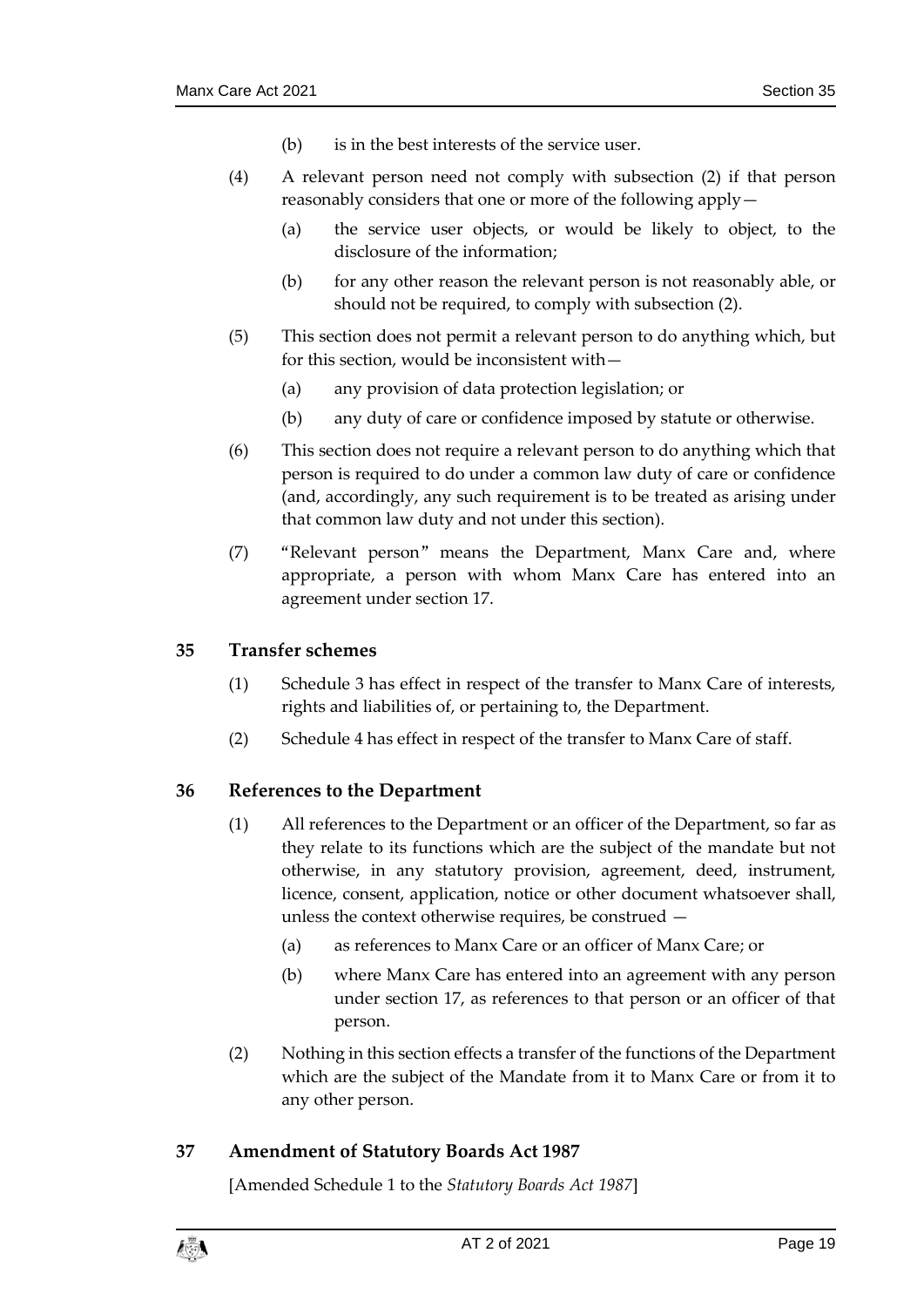(b) is in the best interests of the service user.

(4) A relevant person need not comply with subsection (2) if that person reasonably considers that one or more of the following apply—

(a) the service user objects, or would be likely to object, to the disclosure of the information;

(b) for any other reason the relevant person is not reasonably able, or should not be required, to comply with subsection (2).

(5) This section does not permit a relevant person to do anything which, but for this section, would be inconsistent with—

(a) any provision of data protection legislation; or

(b) any duty of care or confidence imposed by statute or otherwise.

(6) This section does not require a relevant person to do anything which that person is required to do under a common law duty of care or confidence (and, accordingly, any such requirement is to be treated as arising under that common law duty and not under this section).

(7) "Relevant person" means the Department, Manx Care and, where appropriate, a person with whom Manx Care has entered into an agreement under section 17.

## 35 Transfer schemes

(1) Schedule 3 has effect in respect of the transfer to Manx Care of interests, rights and liabilities of, or pertaining to, the Department.

(2) Schedule 4 has effect in respect of the transfer to Manx Care of staff.

## 36 References to the Department

(1) All references to the Department or an officer of the Department, so far as they relate to its functions which are the subject of the mandate but not otherwise, in any statutory provision, agreement, deed, instrument, licence, consent, application, notice or other document whatsoever shall, unless the context otherwise requires, be construed —

(a) as references to Manx Care or an officer of Manx Care; or

(b) where Manx Care has entered into an agreement with any person under section 17, as references to that person or an officer of that person.

(2) Nothing in this section effects a transfer of the functions of the Department which are the subject of the Mandate from it to Manx Care or from it to any other person.

## 37 Amendment of Statutory Boards Act 1987

[Amended Schedule 1 to the *Statutory Boards Act 1987*]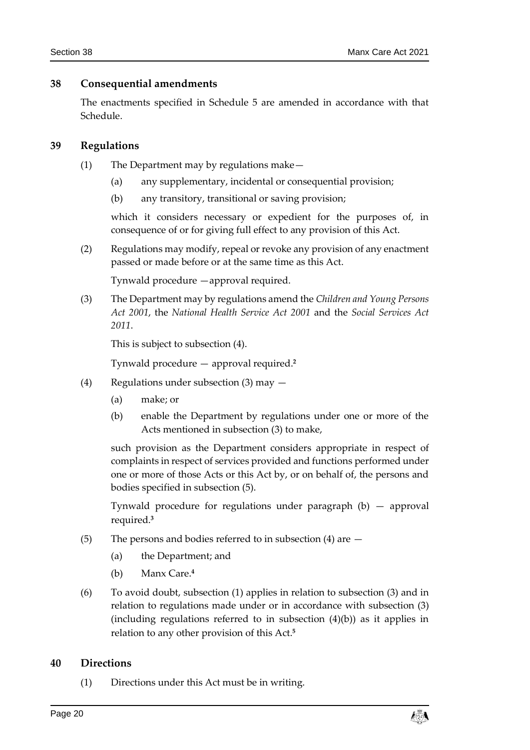## 38 Consequential amendments

The enactments specified in Schedule 5 are amended in accordance with that Schedule.

## 39 Regulations

(1) The Department may by regulations make—

(a) any supplementary, incidental or consequential provision;

(b) any transitory, transitional or saving provision;

which it considers necessary or expedient for the purposes of, in consequence of or for giving full effect to any provision of this Act.

(2) Regulations may modify, repeal or revoke any provision of any enactment passed or made before or at the same time as this Act.

Tynwald procedure —approval required.

(3) The Department may by regulations amend the *Children and Young Persons Act 2001*, the *National Health Service Act 2001* and the *Social Services Act 2011*.

This is subject to subsection (4).

Tynwald procedure — approval required.[2]

(4) Regulations under subsection (3) may —

(a) make; or

(b) enable the Department by regulations under one or more of the Acts mentioned in subsection (3) to make,

such provision as the Department considers appropriate in respect of complaints in respect of services provided and functions performed under one or more of those Acts or this Act by, or on behalf of, the persons and bodies specified in subsection (5).

Tynwald procedure for regulations under paragraph (b) — approval required.[3]

(5) The persons and bodies referred to in subsection (4) are —

(a) the Department; and

(b) Manx Care.[4]

(6) To avoid doubt, subsection (1) applies in relation to subsection (3) and in relation to regulations made under or in accordance with subsection (3) (including regulations referred to in subsection (4)(b)) as it applies in relation to any other provision of this Act.[5]

## 40 Directions

(1) Directions under this Act must be in writing.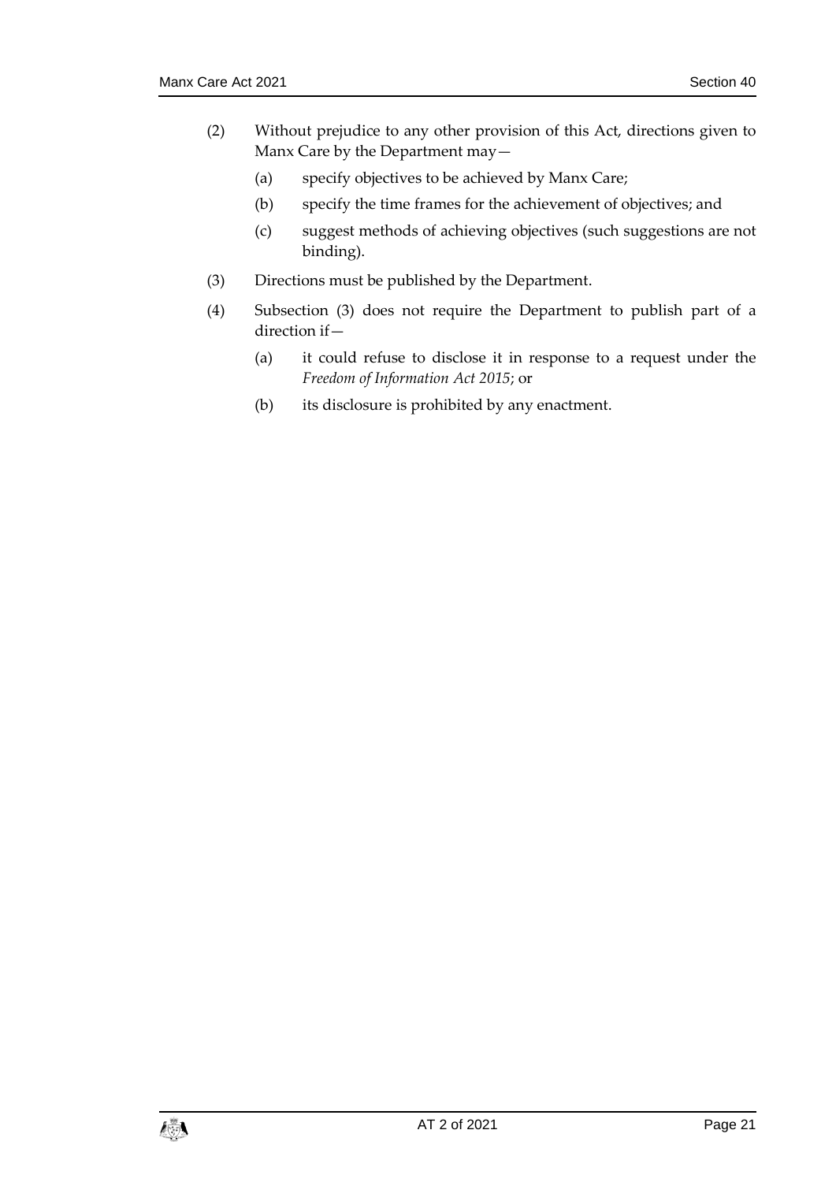(2) Without prejudice to any other provision of this Act, directions given to Manx Care by the Department may—

(a) specify objectives to be achieved by Manx Care;

(b) specify the time frames for the achievement of objectives; and

(c) suggest methods of achieving objectives (such suggestions are not binding).

(3) Directions must be published by the Department.

(4) Subsection (3) does not require the Department to publish part of a direction if—

(a) it could refuse to disclose it in response to a request under the *Freedom of Information Act 2015*; or

(b) its disclosure is prohibited by any enactment.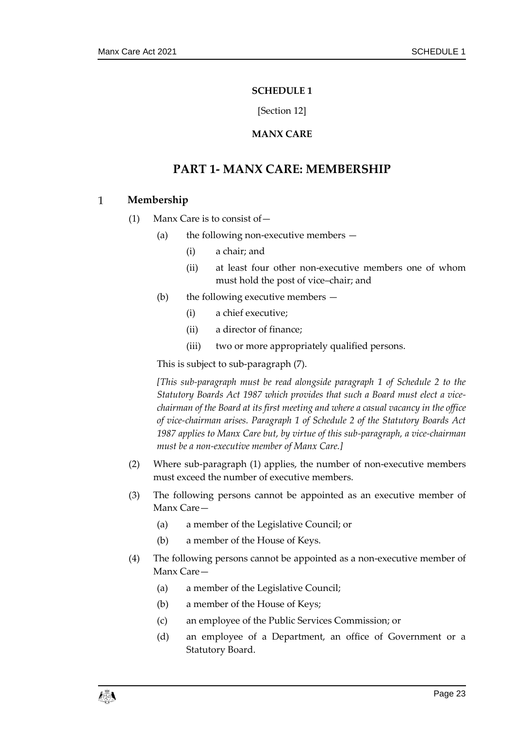**SCHEDULE 1**

[Section 12]

**MANX CARE**

## PART 1- MANX CARE: MEMBERSHIP

### 1 Membership

(1) Manx Care is to consist of—

(a) the following non-executive members —

(i) a chair; and

(ii) at least four other non-executive members one of whom must hold the post of vice–chair; and

(b) the following executive members —

(i) a chief executive;

(ii) a director of finance;

(iii) two or more appropriately qualified persons.

This is subject to sub-paragraph (7).

*[This sub-paragraph must be read alongside paragraph 1 of Schedule 2 to the Statutory Boards Act 1987 which provides that such a Board must elect a vice-chairman of the Board at its first meeting and where a casual vacancy in the office of vice-chairman arises. Paragraph 1 of Schedule 2 of the Statutory Boards Act 1987 applies to Manx Care but, by virtue of this sub-paragraph, a vice-chairman must be a non-executive member of Manx Care.]*

(2) Where sub-paragraph (1) applies, the number of non-executive members must exceed the number of executive members.

(3) The following persons cannot be appointed as an executive member of Manx Care—

(a) a member of the Legislative Council; or

(b) a member of the House of Keys.

(4) The following persons cannot be appointed as a non-executive member of Manx Care—

(a) a member of the Legislative Council;

(b) a member of the House of Keys;

(c) an employee of the Public Services Commission; or

(d) an employee of a Department, an office of Government or a Statutory Board.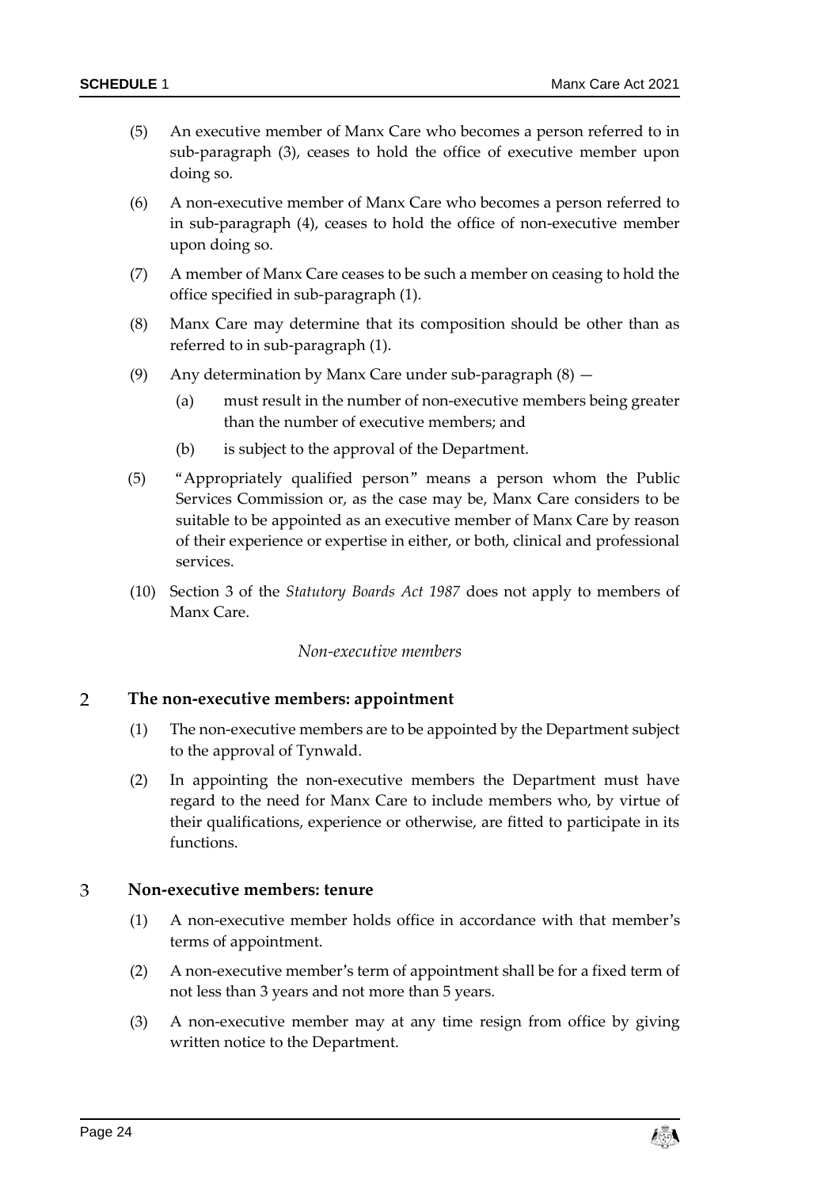(5) An executive member of Manx Care who becomes a person referred to in sub-paragraph (3), ceases to hold the office of executive member upon doing so.

(6) A non-executive member of Manx Care who becomes a person referred to in sub-paragraph (4), ceases to hold the office of non-executive member upon doing so.

(7) A member of Manx Care ceases to be such a member on ceasing to hold the office specified in sub-paragraph (1).

(8) Manx Care may determine that its composition should be other than as referred to in sub-paragraph (1).

(9) Any determination by Manx Care under sub-paragraph (8) —

(a) must result in the number of non-executive members being greater than the number of executive members; and

(b) is subject to the approval of the Department.

(5) "Appropriately qualified person" means a person whom the Public Services Commission or, as the case may be, Manx Care considers to be suitable to be appointed as an executive member of Manx Care by reason of their experience or expertise in either, or both, clinical and professional services.

(10) Section 3 of the *Statutory Boards Act 1987* does not apply to members of Manx Care.

*Non-executive members*

## 2 The non-executive members: appointment

(1) The non-executive members are to be appointed by the Department subject to the approval of Tynwald.

(2) In appointing the non-executive members the Department must have regard to the need for Manx Care to include members who, by virtue of their qualifications, experience or otherwise, are fitted to participate in its functions.

## 3 Non-executive members: tenure

(1) A non-executive member holds office in accordance with that member's terms of appointment.

(2) A non-executive member's term of appointment shall be for a fixed term of not less than 3 years and not more than 5 years.

(3) A non-executive member may at any time resign from office by giving written notice to the Department.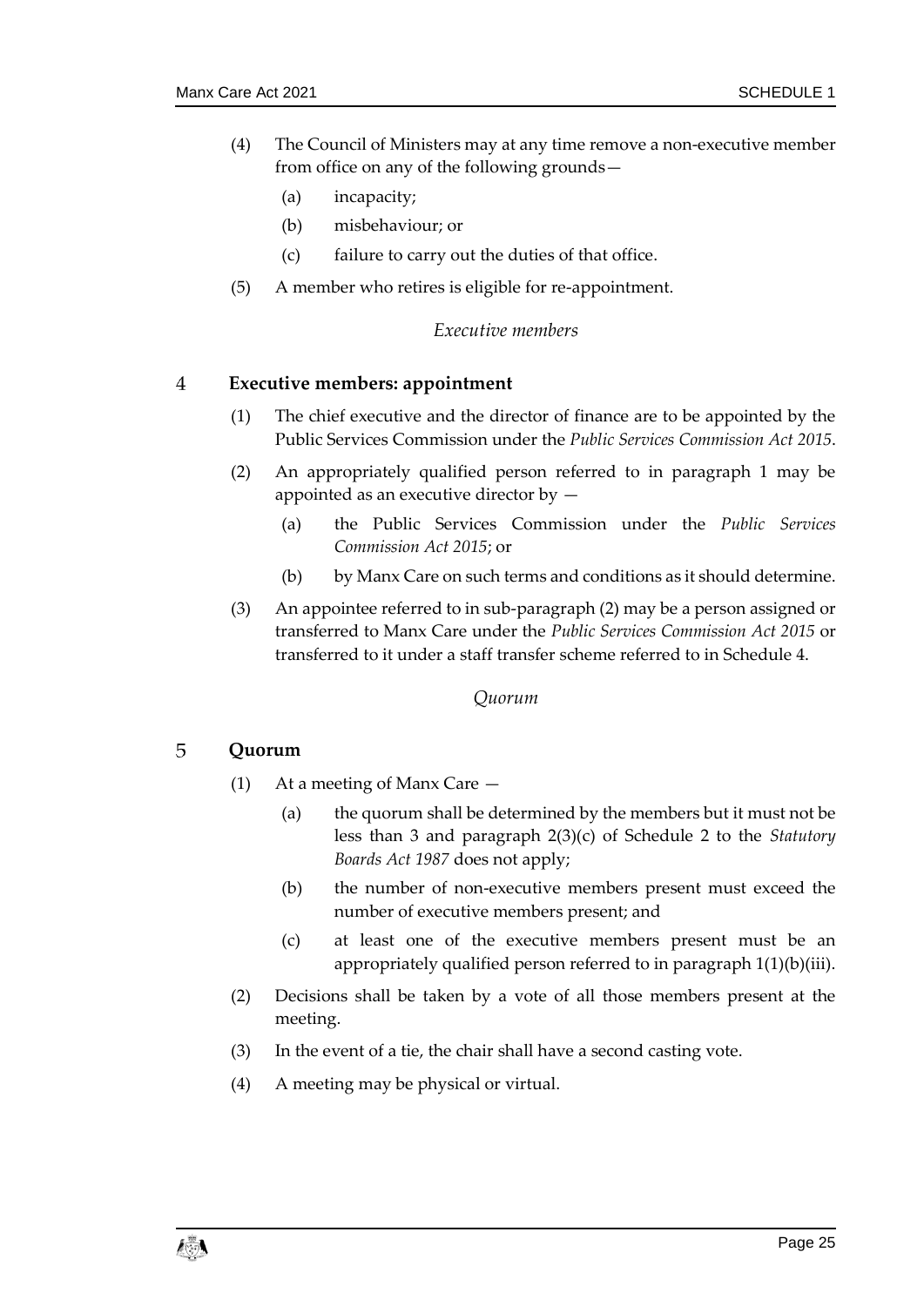(4) The Council of Ministers may at any time remove a non-executive member from office on any of the following grounds—

  (a) incapacity;

  (b) misbehaviour; or

  (c) failure to carry out the duties of that office.

(5) A member who retires is eligible for re-appointment.

*Executive members*

### 4 Executive members: appointment

(1) The chief executive and the director of finance are to be appointed by the Public Services Commission under the *Public Services Commission Act 2015*.

(2) An appropriately qualified person referred to in paragraph 1 may be appointed as an executive director by —

  (a) the Public Services Commission under the *Public Services Commission Act 2015*; or

  (b) by Manx Care on such terms and conditions as it should determine.

(3) An appointee referred to in sub-paragraph (2) may be a person assigned or transferred to Manx Care under the *Public Services Commission Act 2015* or transferred to it under a staff transfer scheme referred to in Schedule 4.

*Quorum*

### 5 Quorum

(1) At a meeting of Manx Care —

  (a) the quorum shall be determined by the members but it must not be less than 3 and paragraph 2(3)(c) of Schedule 2 to the *Statutory Boards Act 1987* does not apply;

  (b) the number of non-executive members present must exceed the number of executive members present; and

  (c) at least one of the executive members present must be an appropriately qualified person referred to in paragraph 1(1)(b)(iii).

(2) Decisions shall be taken by a vote of all those members present at the meeting.

(3) In the event of a tie, the chair shall have a second casting vote.

(4) A meeting may be physical or virtual.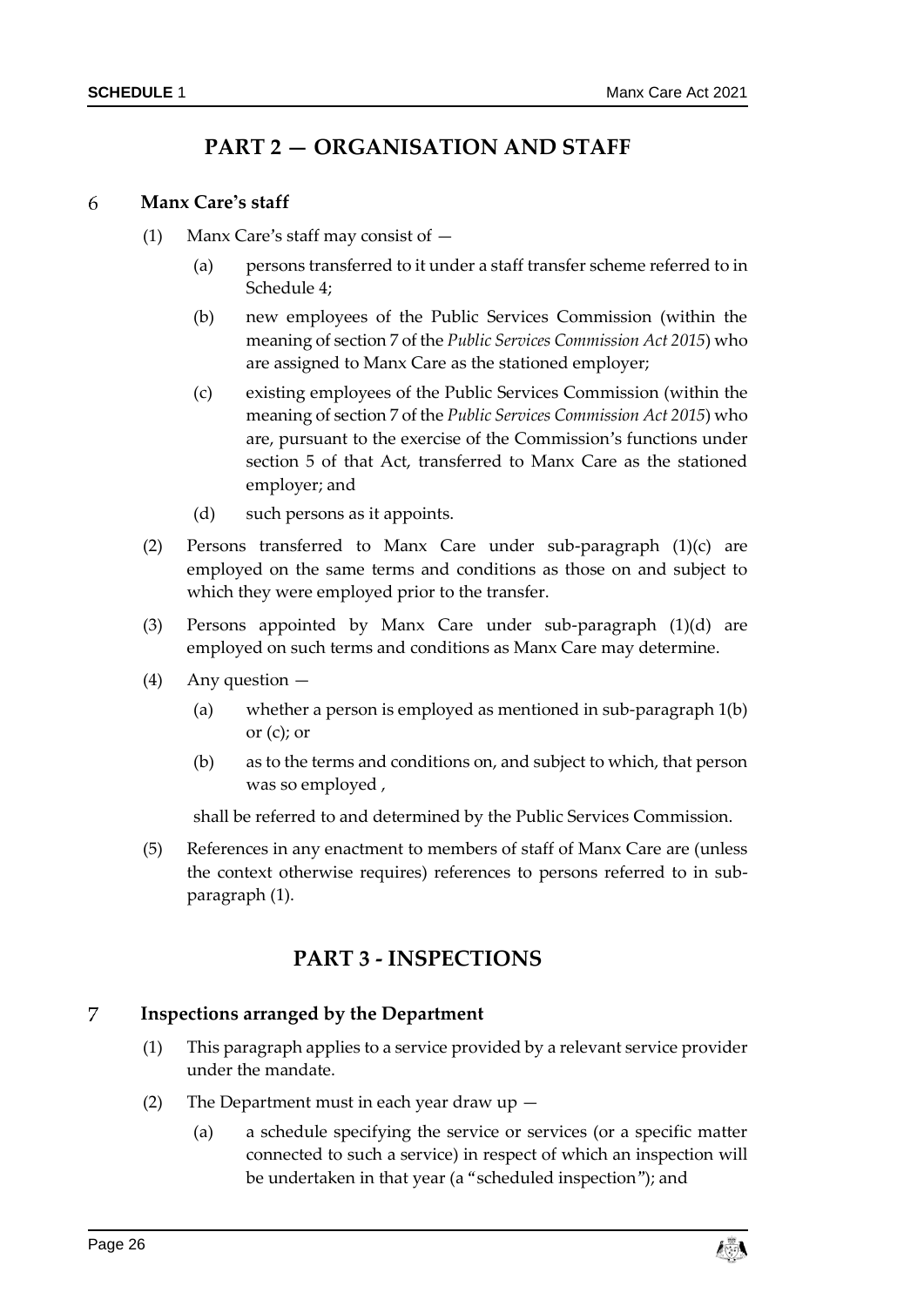## PART 2 — ORGANISATION AND STAFF

### 6 Manx Care's staff

(1) Manx Care's staff may consist of —

(a) persons transferred to it under a staff transfer scheme referred to in Schedule 4;

(b) new employees of the Public Services Commission (within the meaning of section 7 of the *Public Services Commission Act 2015*) who are assigned to Manx Care as the stationed employer;

(c) existing employees of the Public Services Commission (within the meaning of section 7 of the *Public Services Commission Act 2015*) who are, pursuant to the exercise of the Commission's functions under section 5 of that Act, transferred to Manx Care as the stationed employer; and

(d) such persons as it appoints.

(2) Persons transferred to Manx Care under sub-paragraph (1)(c) are employed on the same terms and conditions as those on and subject to which they were employed prior to the transfer.

(3) Persons appointed by Manx Care under sub-paragraph (1)(d) are employed on such terms and conditions as Manx Care may determine.

(4) Any question —

(a) whether a person is employed as mentioned in sub-paragraph 1(b) or (c); or

(b) as to the terms and conditions on, and subject to which, that person was so employed ,

shall be referred to and determined by the Public Services Commission.

(5) References in any enactment to members of staff of Manx Care are (unless the context otherwise requires) references to persons referred to in sub-paragraph (1).

## PART 3 - INSPECTIONS

### 7 Inspections arranged by the Department

(1) This paragraph applies to a service provided by a relevant service provider under the mandate.

(2) The Department must in each year draw up —

(a) a schedule specifying the service or services (or a specific matter connected to such a service) in respect of which an inspection will be undertaken in that year (a "scheduled inspection"); and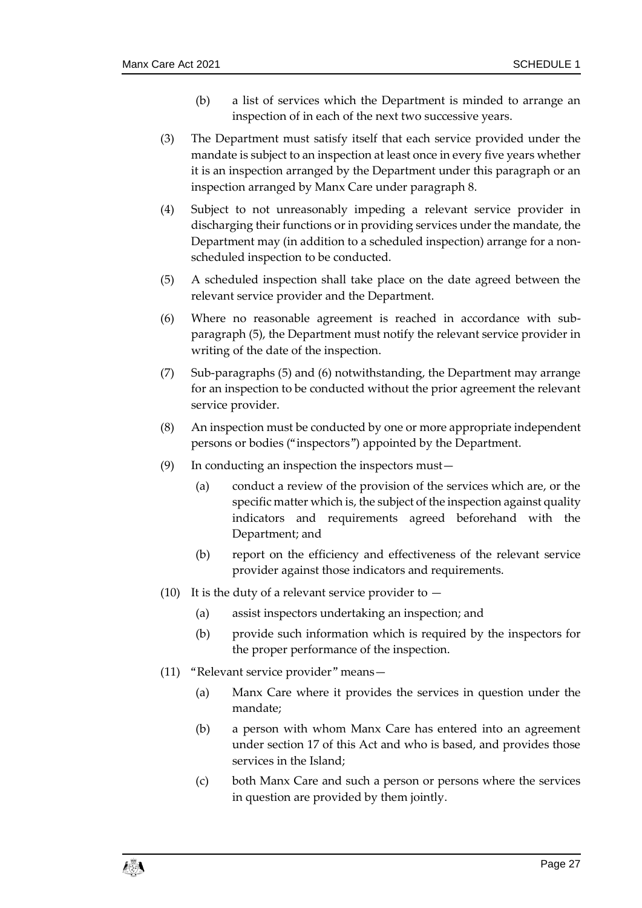(b) a list of services which the Department is minded to arrange an inspection of in each of the next two successive years.

(3) The Department must satisfy itself that each service provided under the mandate is subject to an inspection at least once in every five years whether it is an inspection arranged by the Department under this paragraph or an inspection arranged by Manx Care under paragraph 8.

(4) Subject to not unreasonably impeding a relevant service provider in discharging their functions or in providing services under the mandate, the Department may (in addition to a scheduled inspection) arrange for a non-scheduled inspection to be conducted.

(5) A scheduled inspection shall take place on the date agreed between the relevant service provider and the Department.

(6) Where no reasonable agreement is reached in accordance with sub-paragraph (5), the Department must notify the relevant service provider in writing of the date of the inspection.

(7) Sub-paragraphs (5) and (6) notwithstanding, the Department may arrange for an inspection to be conducted without the prior agreement the relevant service provider.

(8) An inspection must be conducted by one or more appropriate independent persons or bodies ("inspectors") appointed by the Department.

(9) In conducting an inspection the inspectors must—

(a) conduct a review of the provision of the services which are, or the specific matter which is, the subject of the inspection against quality indicators and requirements agreed beforehand with the Department; and

(b) report on the efficiency and effectiveness of the relevant service provider against those indicators and requirements.

(10) It is the duty of a relevant service provider to —

(a) assist inspectors undertaking an inspection; and

(b) provide such information which is required by the inspectors for the proper performance of the inspection.

(11) "Relevant service provider" means—

(a) Manx Care where it provides the services in question under the mandate;

(b) a person with whom Manx Care has entered into an agreement under section 17 of this Act and who is based, and provides those services in the Island;

(c) both Manx Care and such a person or persons where the services in question are provided by them jointly.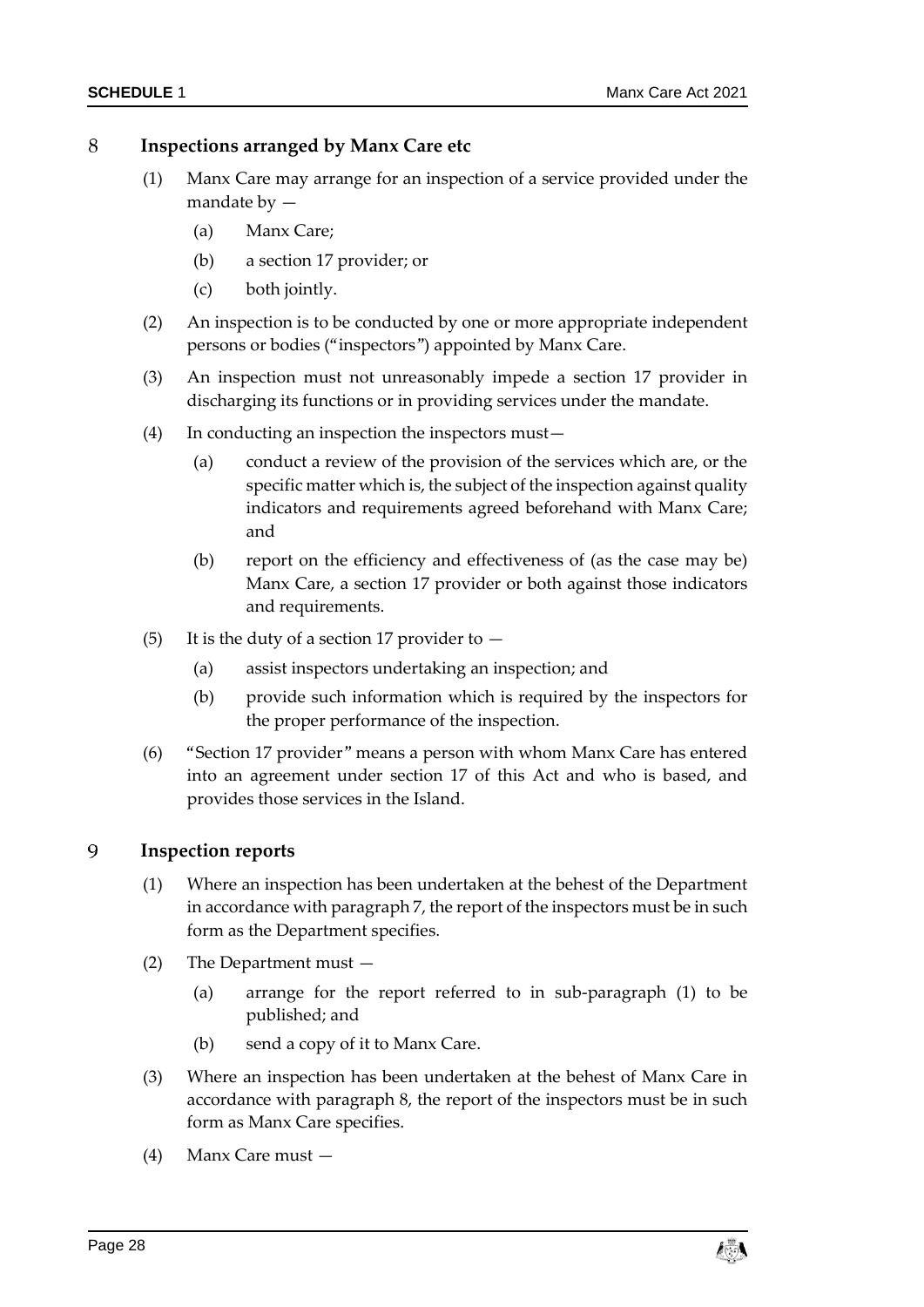### 8 Inspections arranged by Manx Care etc

(1) Manx Care may arrange for an inspection of a service provided under the mandate by —

  (a) Manx Care;

  (b) a section 17 provider; or

  (c) both jointly.

(2) An inspection is to be conducted by one or more appropriate independent persons or bodies ("inspectors") appointed by Manx Care.

(3) An inspection must not unreasonably impede a section 17 provider in discharging its functions or in providing services under the mandate.

(4) In conducting an inspection the inspectors must—

  (a) conduct a review of the provision of the services which are, or the specific matter which is, the subject of the inspection against quality indicators and requirements agreed beforehand with Manx Care; and

  (b) report on the efficiency and effectiveness of (as the case may be) Manx Care, a section 17 provider or both against those indicators and requirements.

(5) It is the duty of a section 17 provider to —

  (a) assist inspectors undertaking an inspection; and

  (b) provide such information which is required by the inspectors for the proper performance of the inspection.

(6) "Section 17 provider" means a person with whom Manx Care has entered into an agreement under section 17 of this Act and who is based, and provides those services in the Island.

### 9 Inspection reports

(1) Where an inspection has been undertaken at the behest of the Department in accordance with paragraph 7, the report of the inspectors must be in such form as the Department specifies.

(2) The Department must —

  (a) arrange for the report referred to in sub-paragraph (1) to be published; and

  (b) send a copy of it to Manx Care.

(3) Where an inspection has been undertaken at the behest of Manx Care in accordance with paragraph 8, the report of the inspectors must be in such form as Manx Care specifies.

(4) Manx Care must —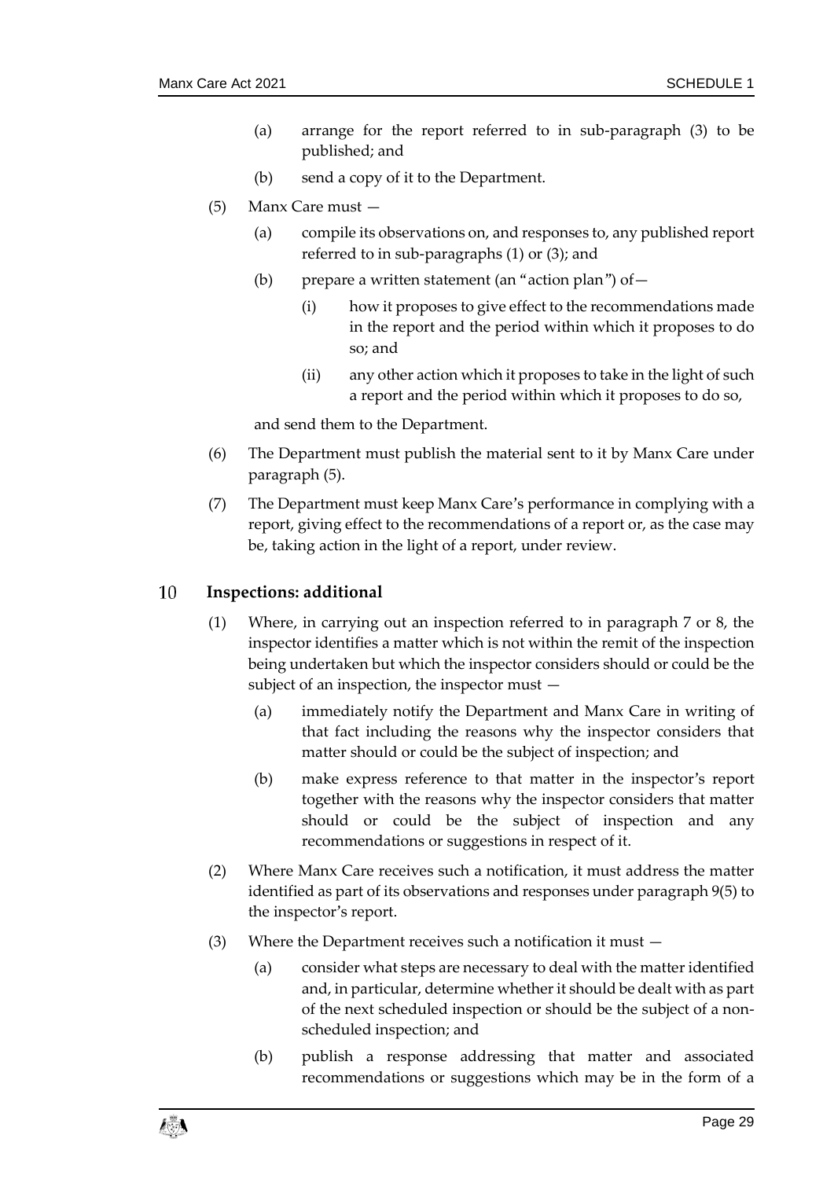(a) arrange for the report referred to in sub-paragraph (3) to be published; and

(b) send a copy of it to the Department.

(5) Manx Care must —

(a) compile its observations on, and responses to, any published report referred to in sub-paragraphs (1) or (3); and

(b) prepare a written statement (an "action plan") of—

(i) how it proposes to give effect to the recommendations made in the report and the period within which it proposes to do so; and

(ii) any other action which it proposes to take in the light of such a report and the period within which it proposes to do so,

and send them to the Department.

(6) The Department must publish the material sent to it by Manx Care under paragraph (5).

(7) The Department must keep Manx Care's performance in complying with a report, giving effect to the recommendations of a report or, as the case may be, taking action in the light of a report, under review.

## 10 Inspections: additional

(1) Where, in carrying out an inspection referred to in paragraph 7 or 8, the inspector identifies a matter which is not within the remit of the inspection being undertaken but which the inspector considers should or could be the subject of an inspection, the inspector must —

(a) immediately notify the Department and Manx Care in writing of that fact including the reasons why the inspector considers that matter should or could be the subject of inspection; and

(b) make express reference to that matter in the inspector's report together with the reasons why the inspector considers that matter should or could be the subject of inspection and any recommendations or suggestions in respect of it.

(2) Where Manx Care receives such a notification, it must address the matter identified as part of its observations and responses under paragraph 9(5) to the inspector's report.

(3) Where the Department receives such a notification it must —

(a) consider what steps are necessary to deal with the matter identified and, in particular, determine whether it should be dealt with as part of the next scheduled inspection or should be the subject of a non-scheduled inspection; and

(b) publish a response addressing that matter and associated recommendations or suggestions which may be in the form of a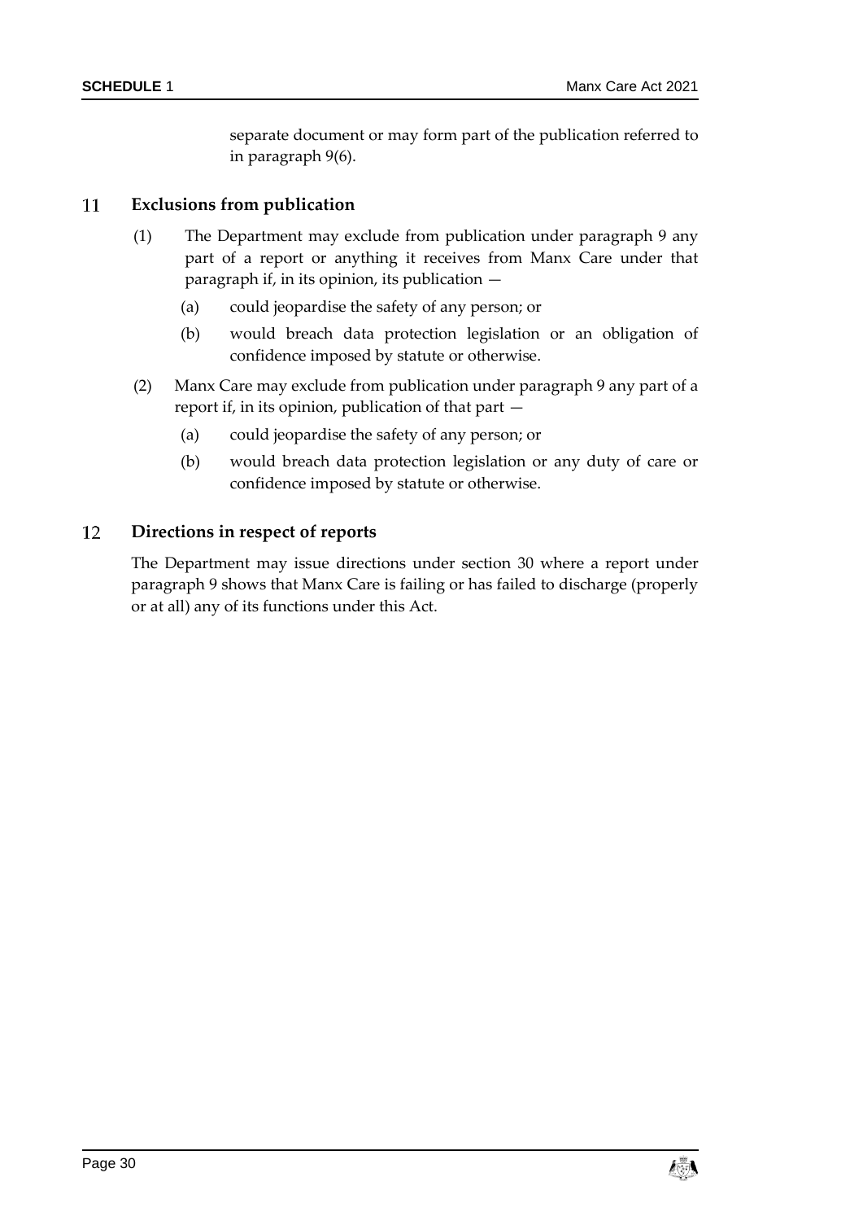separate document or may form part of the publication referred to in paragraph 9(6).

## 11 Exclusions from publication

(1) The Department may exclude from publication under paragraph 9 any part of a report or anything it receives from Manx Care under that paragraph if, in its opinion, its publication —

(a) could jeopardise the safety of any person; or

(b) would breach data protection legislation or an obligation of confidence imposed by statute or otherwise.

(2) Manx Care may exclude from publication under paragraph 9 any part of a report if, in its opinion, publication of that part —

(a) could jeopardise the safety of any person; or

(b) would breach data protection legislation or any duty of care or confidence imposed by statute or otherwise.

## 12 Directions in respect of reports

The Department may issue directions under section 30 where a report under paragraph 9 shows that Manx Care is failing or has failed to discharge (properly or at all) any of its functions under this Act.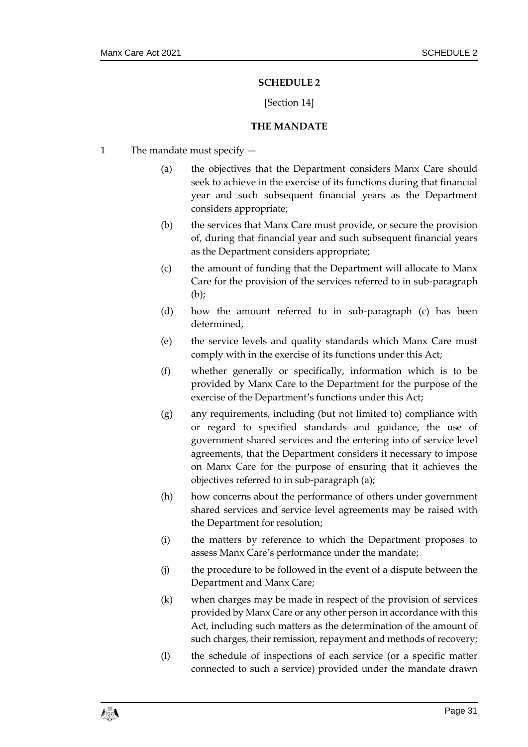**SCHEDULE 2**

[Section 14]

**THE MANDATE**

1 The mandate must specify —

(a) the objectives that the Department considers Manx Care should seek to achieve in the exercise of its functions during that financial year and such subsequent financial years as the Department considers appropriate;

(b) the services that Manx Care must provide, or secure the provision of, during that financial year and such subsequent financial years as the Department considers appropriate;

(c) the amount of funding that the Department will allocate to Manx Care for the provision of the services referred to in sub-paragraph (b);

(d) how the amount referred to in sub-paragraph (c) has been determined,

(e) the service levels and quality standards which Manx Care must comply with in the exercise of its functions under this Act;

(f) whether generally or specifically, information which is to be provided by Manx Care to the Department for the purpose of the exercise of the Department's functions under this Act;

(g) any requirements, including (but not limited to) compliance with or regard to specified standards and guidance, the use of government shared services and the entering into of service level agreements, that the Department considers it necessary to impose on Manx Care for the purpose of ensuring that it achieves the objectives referred to in sub-paragraph (a);

(h) how concerns about the performance of others under government shared services and service level agreements may be raised with the Department for resolution;

(i) the matters by reference to which the Department proposes to assess Manx Care's performance under the mandate;

(j) the procedure to be followed in the event of a dispute between the Department and Manx Care;

(k) when charges may be made in respect of the provision of services provided by Manx Care or any other person in accordance with this Act, including such matters as the determination of the amount of such charges, their remission, repayment and methods of recovery;

(l) the schedule of inspections of each service (or a specific matter connected to such a service) provided under the mandate drawn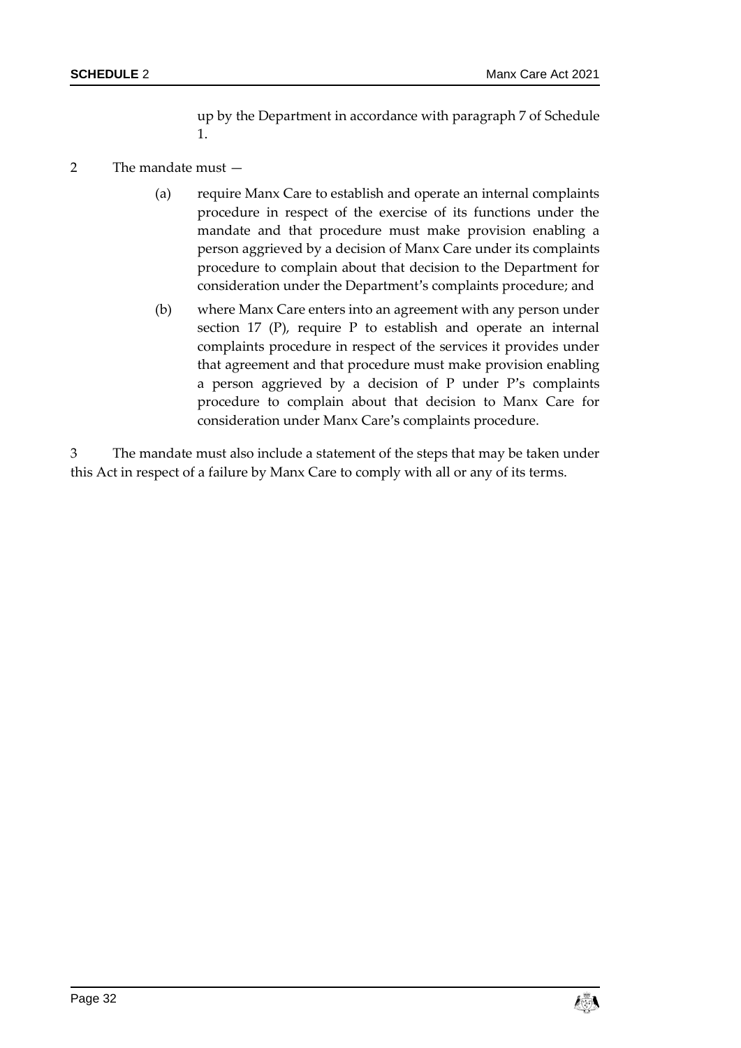up by the Department in accordance with paragraph 7 of Schedule 1.

2 The mandate must —

(a) require Manx Care to establish and operate an internal complaints procedure in respect of the exercise of its functions under the mandate and that procedure must make provision enabling a person aggrieved by a decision of Manx Care under its complaints procedure to complain about that decision to the Department for consideration under the Department's complaints procedure; and

(b) where Manx Care enters into an agreement with any person under section 17 (P), require P to establish and operate an internal complaints procedure in respect of the services it provides under that agreement and that procedure must make provision enabling a person aggrieved by a decision of P under P's complaints procedure to complain about that decision to Manx Care for consideration under Manx Care's complaints procedure.

3 The mandate must also include a statement of the steps that may be taken under this Act in respect of a failure by Manx Care to comply with all or any of its terms.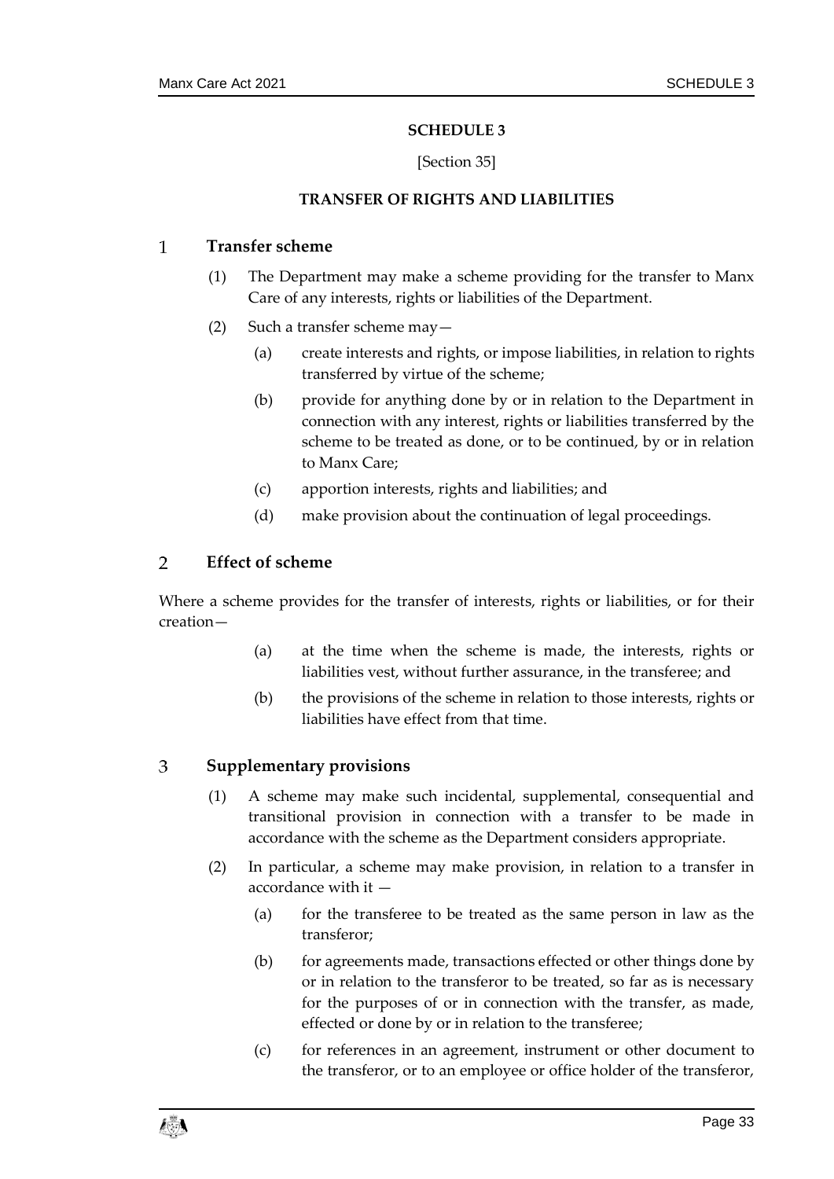# SCHEDULE 3

[Section 35]

## TRANSFER OF RIGHTS AND LIABILITIES

### 1 Transfer scheme

(1) The Department may make a scheme providing for the transfer to Manx Care of any interests, rights or liabilities of the Department.

(2) Such a transfer scheme may—

(a) create interests and rights, or impose liabilities, in relation to rights transferred by virtue of the scheme;

(b) provide for anything done by or in relation to the Department in connection with any interest, rights or liabilities transferred by the scheme to be treated as done, or to be continued, by or in relation to Manx Care;

(c) apportion interests, rights and liabilities; and

(d) make provision about the continuation of legal proceedings.

### 2 Effect of scheme

Where a scheme provides for the transfer of interests, rights or liabilities, or for their creation—

(a) at the time when the scheme is made, the interests, rights or liabilities vest, without further assurance, in the transferee; and

(b) the provisions of the scheme in relation to those interests, rights or liabilities have effect from that time.

### 3 Supplementary provisions

(1) A scheme may make such incidental, supplemental, consequential and transitional provision in connection with a transfer to be made in accordance with the scheme as the Department considers appropriate.

(2) In particular, a scheme may make provision, in relation to a transfer in accordance with it —

(a) for the transferee to be treated as the same person in law as the transferor;

(b) for agreements made, transactions effected or other things done by or in relation to the transferor to be treated, so far as is necessary for the purposes of or in connection with the transfer, as made, effected or done by or in relation to the transferee;

(c) for references in an agreement, instrument or other document to the transferor, or to an employee or office holder of the transferor,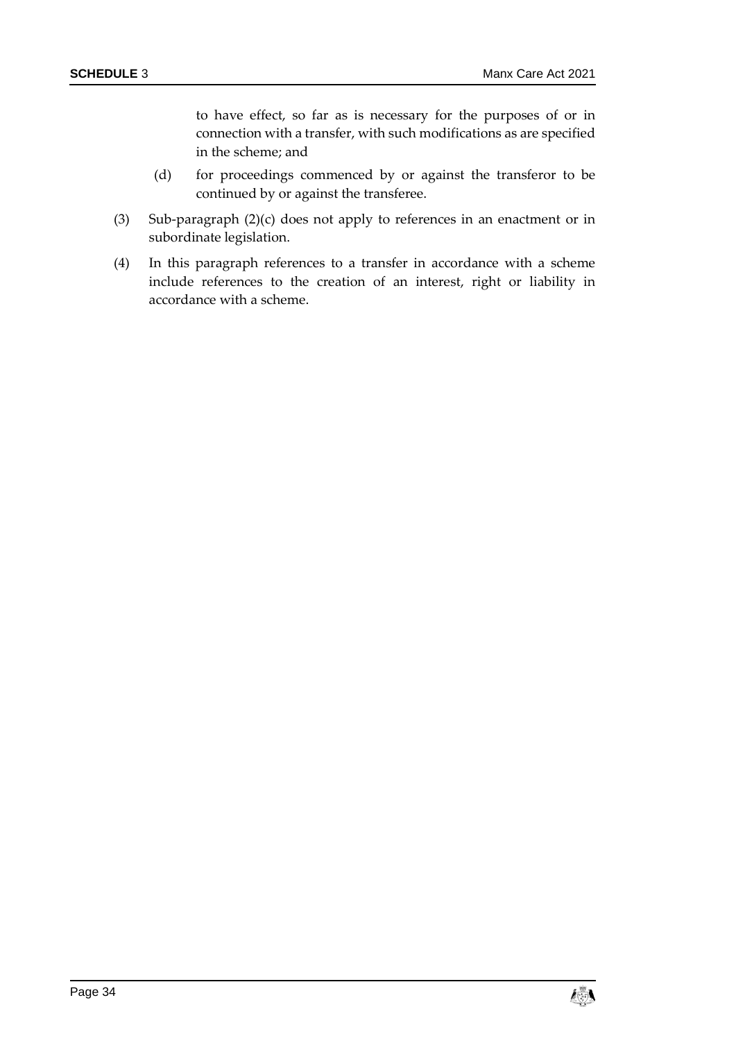to have effect, so far as is necessary for the purposes of or in connection with a transfer, with such modifications as are specified in the scheme; and

(d) for proceedings commenced by or against the transferor to be continued by or against the transferee.

(3) Sub-paragraph (2)(c) does not apply to references in an enactment or in subordinate legislation.

(4) In this paragraph references to a transfer in accordance with a scheme include references to the creation of an interest, right or liability in accordance with a scheme.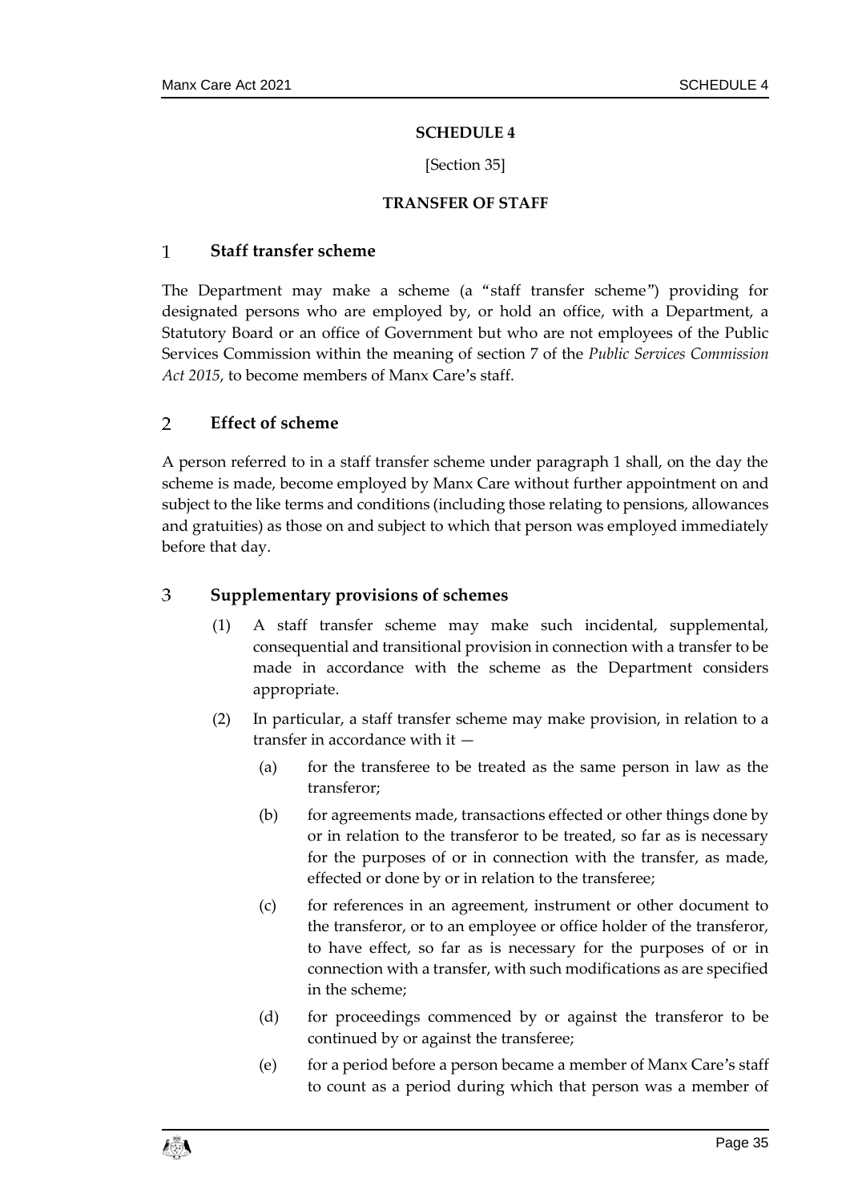# SCHEDULE 4

[Section 35]

## TRANSFER OF STAFF

### 1 Staff transfer scheme

The Department may make a scheme (a "staff transfer scheme") providing for designated persons who are employed by, or hold an office, with a Department, a Statutory Board or an office of Government but who are not employees of the Public Services Commission within the meaning of section 7 of the *Public Services Commission Act 2015*, to become members of Manx Care's staff.

### 2 Effect of scheme

A person referred to in a staff transfer scheme under paragraph 1 shall, on the day the scheme is made, become employed by Manx Care without further appointment on and subject to the like terms and conditions (including those relating to pensions, allowances and gratuities) as those on and subject to which that person was employed immediately before that day.

### 3 Supplementary provisions of schemes

(1) A staff transfer scheme may make such incidental, supplemental, consequential and transitional provision in connection with a transfer to be made in accordance with the scheme as the Department considers appropriate.

(2) In particular, a staff transfer scheme may make provision, in relation to a transfer in accordance with it —

(a) for the transferee to be treated as the same person in law as the transferor;

(b) for agreements made, transactions effected or other things done by or in relation to the transferor to be treated, so far as is necessary for the purposes of or in connection with the transfer, as made, effected or done by or in relation to the transferee;

(c) for references in an agreement, instrument or other document to the transferor, or to an employee or office holder of the transferor, to have effect, so far as is necessary for the purposes of or in connection with a transfer, with such modifications as are specified in the scheme;

(d) for proceedings commenced by or against the transferor to be continued by or against the transferee;

(e) for a period before a person became a member of Manx Care's staff to count as a period during which that person was a member of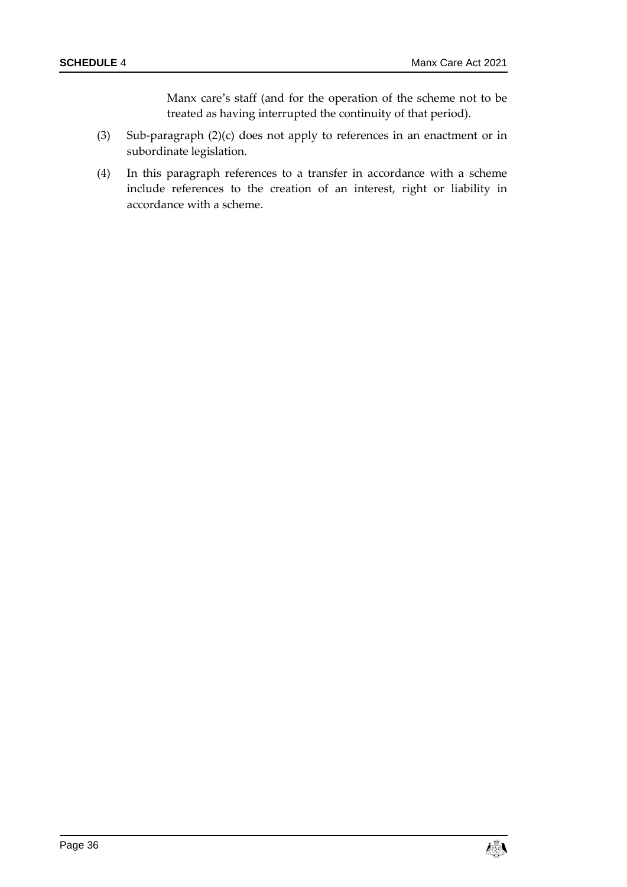Manx care's staff (and for the operation of the scheme not to be treated as having interrupted the continuity of that period).

(3) Sub-paragraph (2)(c) does not apply to references in an enactment or in subordinate legislation.

(4) In this paragraph references to a transfer in accordance with a scheme include references to the creation of an interest, right or liability in accordance with a scheme.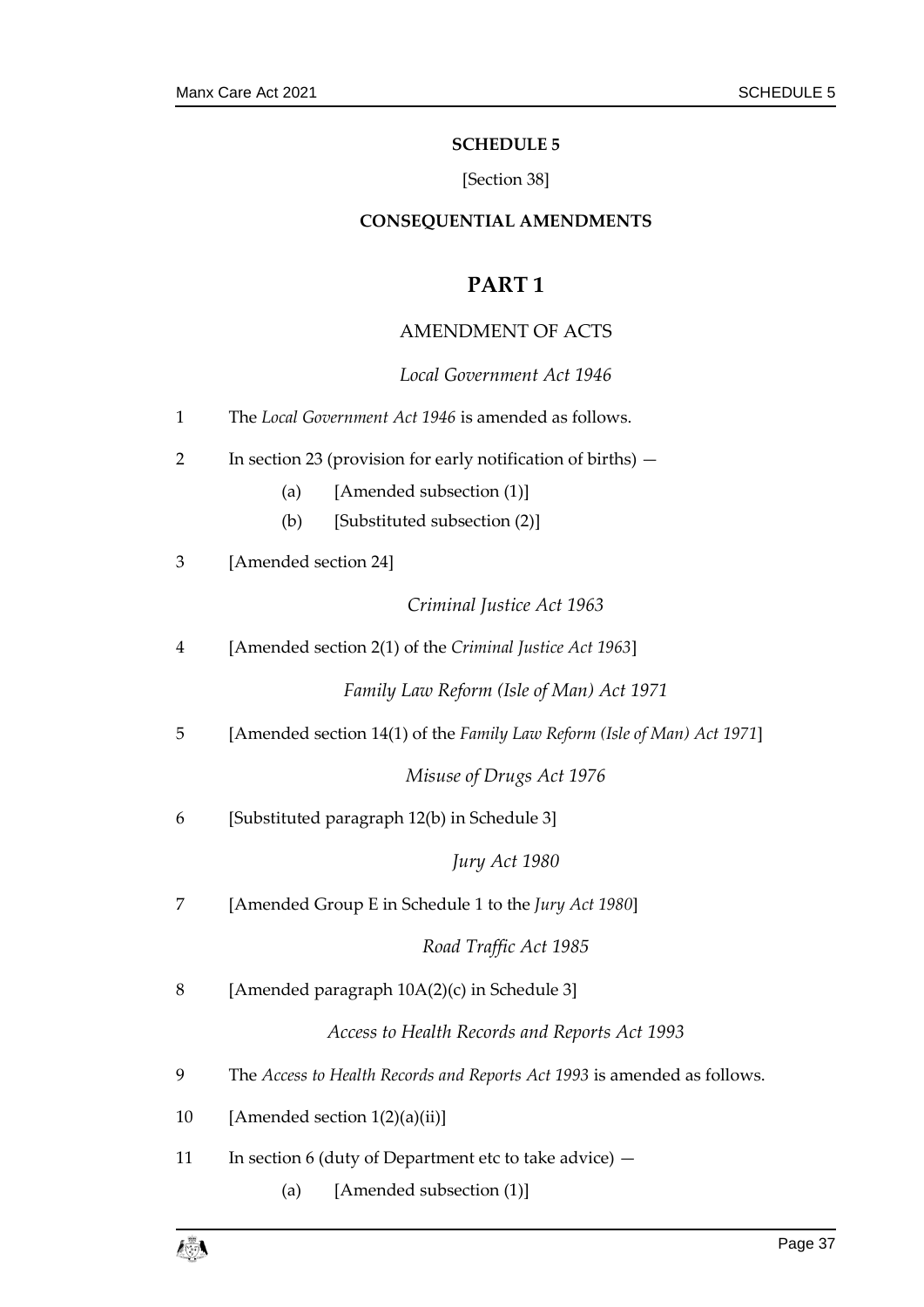# SCHEDULE 5

[Section 38]

## CONSEQUENTIAL AMENDMENTS

# PART 1

## AMENDMENT OF ACTS

### *Local Government Act 1946*

1 The *Local Government Act 1946* is amended as follows.

2 In section 23 (provision for early notification of births) —

(a) [Amended subsection (1)]

(b) [Substituted subsection (2)]

3 [Amended section 24]

### *Criminal Justice Act 1963*

4 [Amended section 2(1) of the *Criminal Justice Act 1963*]

### *Family Law Reform (Isle of Man) Act 1971*

5 [Amended section 14(1) of the *Family Law Reform (Isle of Man) Act 1971*]

### *Misuse of Drugs Act 1976*

6 [Substituted paragraph 12(b) in Schedule 3]

### *Jury Act 1980*

7 [Amended Group E in Schedule 1 to the *Jury Act 1980*]

### *Road Traffic Act 1985*

8 [Amended paragraph 10A(2)(c) in Schedule 3]

### *Access to Health Records and Reports Act 1993*

9 The *Access to Health Records and Reports Act 1993* is amended as follows.

10 [Amended section 1(2)(a)(ii)]

11 In section 6 (duty of Department etc to take advice) —

(a) [Amended subsection (1)]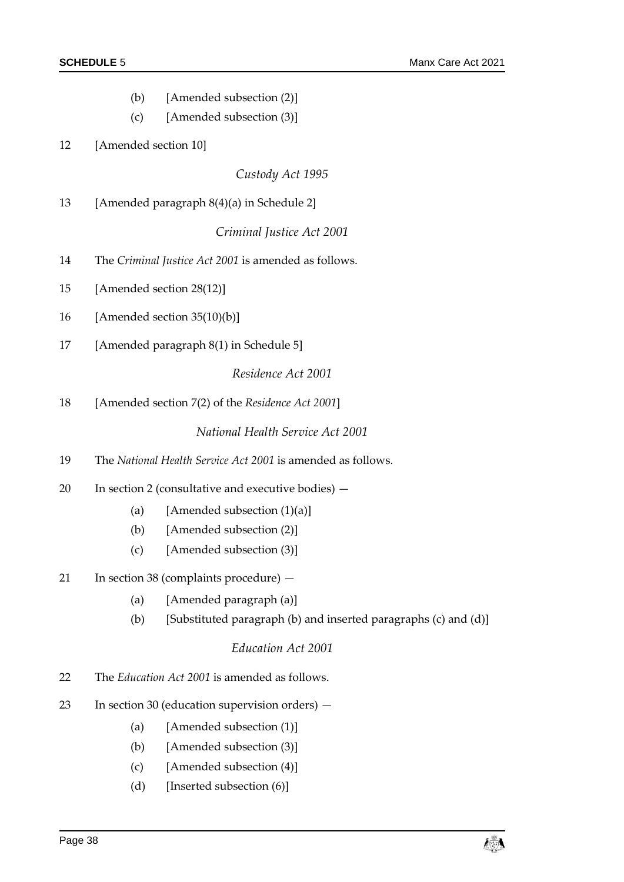(b) [Amended subsection (2)]

(c) [Amended subsection (3)]

12 [Amended section 10]

*Custody Act 1995*

13 [Amended paragraph 8(4)(a) in Schedule 2]

*Criminal Justice Act 2001*

14 The *Criminal Justice Act 2001* is amended as follows.

15 [Amended section 28(12)]

16 [Amended section 35(10)(b)]

17 [Amended paragraph 8(1) in Schedule 5]

*Residence Act 2001*

18 [Amended section 7(2) of the *Residence Act 2001*]

*National Health Service Act 2001*

19 The *National Health Service Act 2001* is amended as follows.

20 In section 2 (consultative and executive bodies) —

(a) [Amended subsection (1)(a)]

(b) [Amended subsection (2)]

(c) [Amended subsection (3)]

21 In section 38 (complaints procedure) —

(a) [Amended paragraph (a)]

(b) [Substituted paragraph (b) and inserted paragraphs (c) and (d)]

*Education Act 2001*

22 The *Education Act 2001* is amended as follows.

23 In section 30 (education supervision orders) —

(a) [Amended subsection (1)]

(b) [Amended subsection (3)]

(c) [Amended subsection (4)]

(d) [Inserted subsection (6)]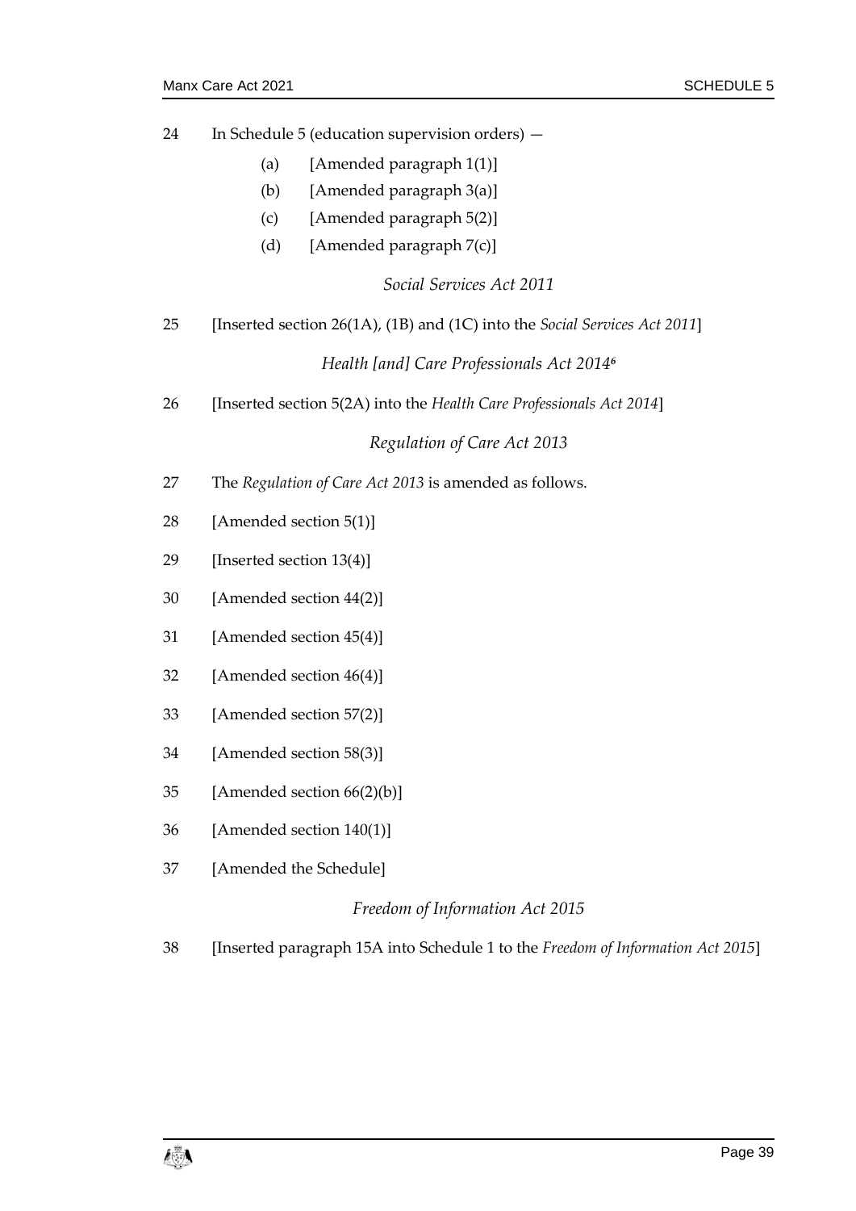24 In Schedule 5 (education supervision orders) —

(a) [Amended paragraph 1(1)]

(b) [Amended paragraph 3(a)]

(c) [Amended paragraph 5(2)]

(d) [Amended paragraph 7(c)]

*Social Services Act 2011*

25 [Inserted section 26(1A), (1B) and (1C) into the *Social Services Act 2011*]

*Health [and] Care Professionals Act 2014*[6]

26 [Inserted section 5(2A) into the *Health Care Professionals Act 2014*]

*Regulation of Care Act 2013*

27 The *Regulation of Care Act 2013* is amended as follows.

28 [Amended section 5(1)]

29 [Inserted section 13(4)]

30 [Amended section 44(2)]

31 [Amended section 45(4)]

32 [Amended section 46(4)]

33 [Amended section 57(2)]

34 [Amended section 58(3)]

35 [Amended section 66(2)(b)]

36 [Amended section 140(1)]

37 [Amended the Schedule]

*Freedom of Information Act 2015*

38 [Inserted paragraph 15A into Schedule 1 to the *Freedom of Information Act 2015*]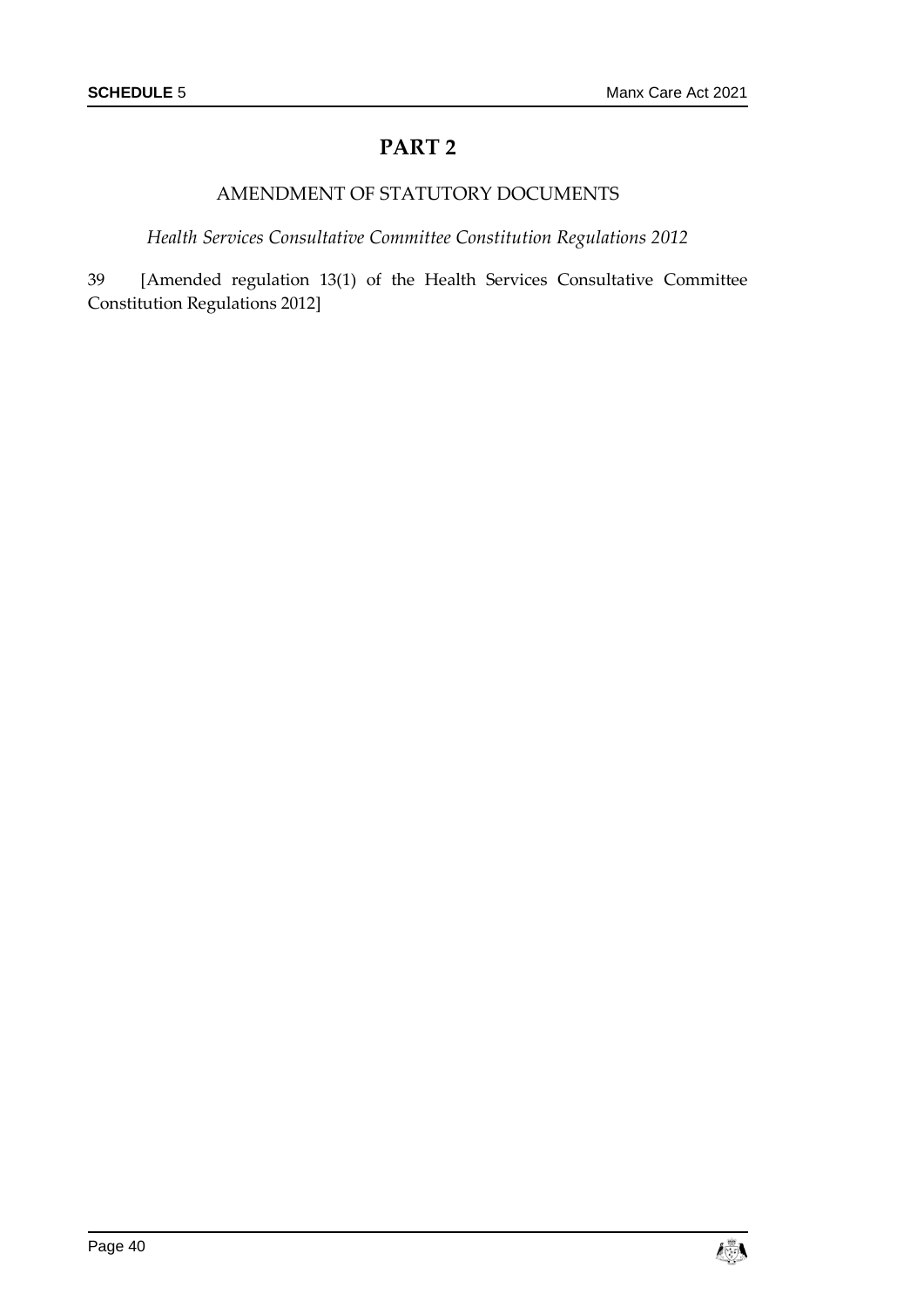## PART 2

### AMENDMENT OF STATUTORY DOCUMENTS

*Health Services Consultative Committee Constitution Regulations 2012*

39 [Amended regulation 13(1) of the Health Services Consultative Committee Constitution Regulations 2012]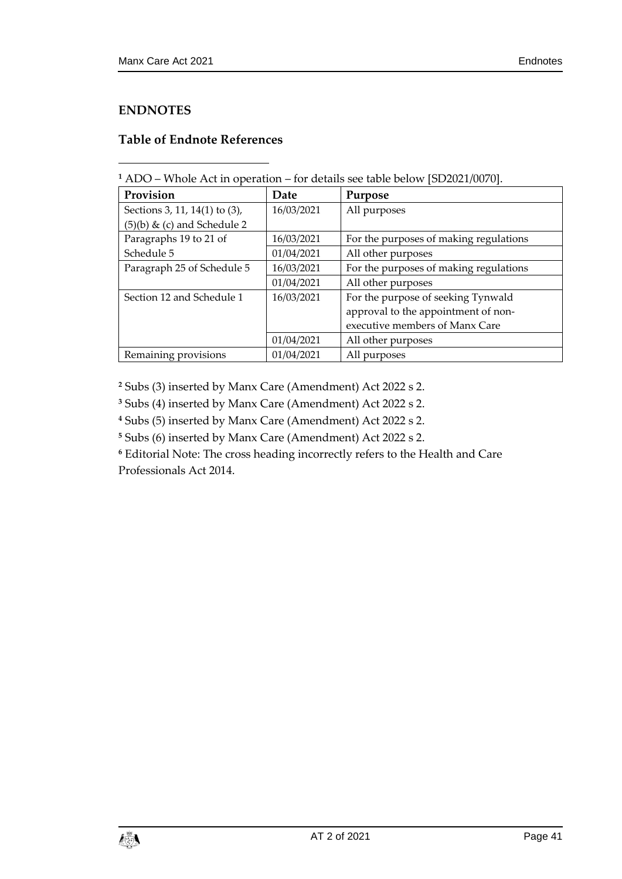## ENDNOTES

### Table of Endnote References

[1] ADO – Whole Act in operation – for details see table below [SD2021/0070].

| Provision | Date | Purpose |
|---|---|---|
| Sections 3, 11, 14(1) to (3), (5)(b) & (c) and Schedule 2 | 16/03/2021 | All purposes |
| Paragraphs 19 to 21 of Schedule 5 | 16/03/2021 | For the purposes of making regulations |
| | 01/04/2021 | All other purposes |
| Paragraph 25 of Schedule 5 | 16/03/2021 | For the purposes of making regulations |
| | 01/04/2021 | All other purposes |
| Section 12 and Schedule 1 | 16/03/2021 | For the purpose of seeking Tynwald approval to the appointment of non-executive members of Manx Care |
| | 01/04/2021 | All other purposes |
| Remaining provisions | 01/04/2021 | All purposes |

[2] Subs (3) inserted by Manx Care (Amendment) Act 2022 s 2.

[3] Subs (4) inserted by Manx Care (Amendment) Act 2022 s 2.

[4] Subs (5) inserted by Manx Care (Amendment) Act 2022 s 2.

[5] Subs (6) inserted by Manx Care (Amendment) Act 2022 s 2.

[6] Editorial Note: The cross heading incorrectly refers to the Health and Care Professionals Act 2014.